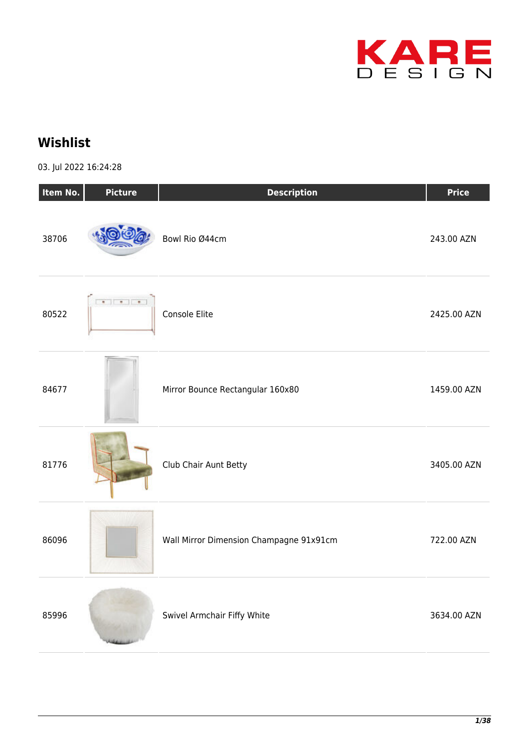KARE DESIGN

# Wishlist

03. Jul 2022 16:24:28

| Item No. | Picture | Description | Price |
|---|---|---|---|
| 38706 | | Bowl Rio Ø44cm | 243.00 AZN |
| 80522 | | Console Elite | 2425.00 AZN |
| 84677 | | Mirror Bounce Rectangular 160x80 | 1459.00 AZN |
| 81776 | | Club Chair Aunt Betty | 3405.00 AZN |
| 86096 | | Wall Mirror Dimension Champagne 91x91cm | 722.00 AZN |
| 85996 | | Swivel Armchair Fiffy White | 3634.00 AZN |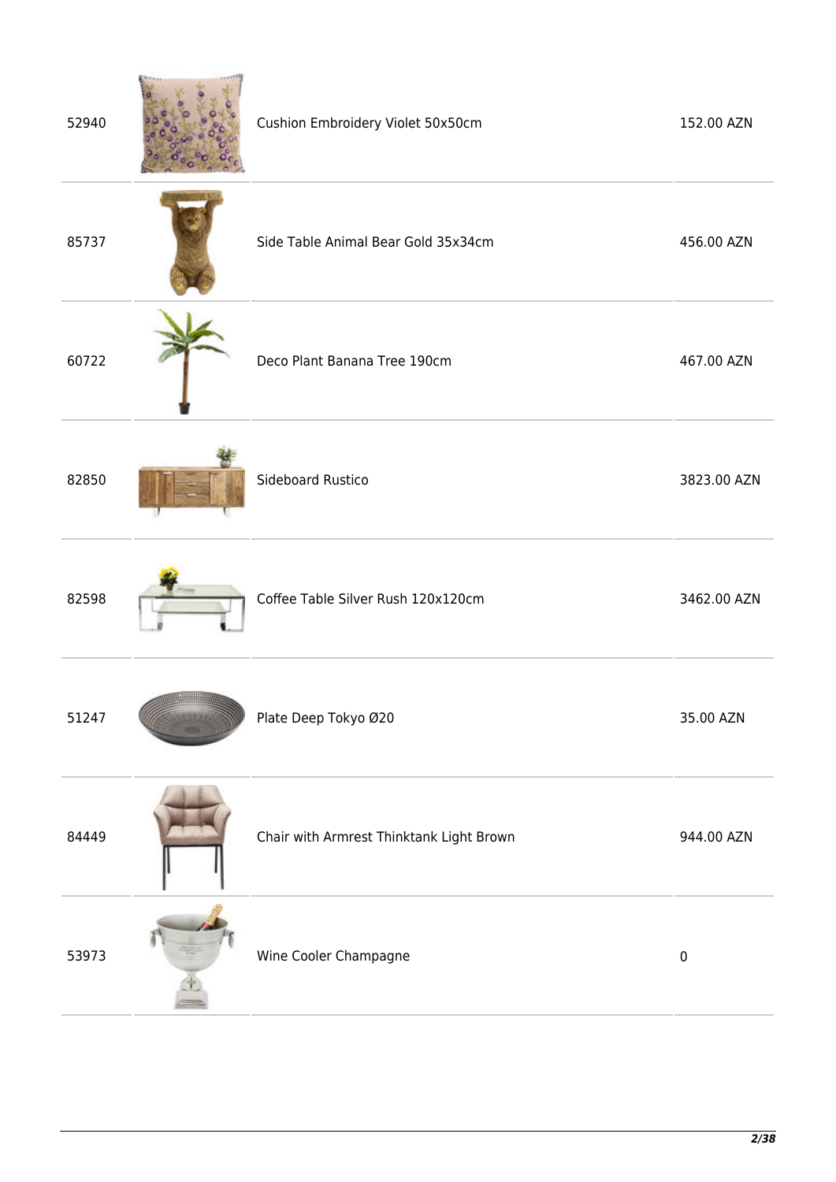| | | | |
|---|---|---|---|
| 52940 | | Cushion Embroidery Violet 50x50cm | 152.00 AZN |
| 85737 | | Side Table Animal Bear Gold 35x34cm | 456.00 AZN |
| 60722 | | Deco Plant Banana Tree 190cm | 467.00 AZN |
| 82850 | | Sideboard Rustico | 3823.00 AZN |
| 82598 | | Coffee Table Silver Rush 120x120cm | 3462.00 AZN |
| 51247 | | Plate Deep Tokyo Ø20 | 35.00 AZN |
| 84449 | | Chair with Armrest Thinktank Light Brown | 944.00 AZN |
| 53973 | | Wine Cooler Champagne | 0 |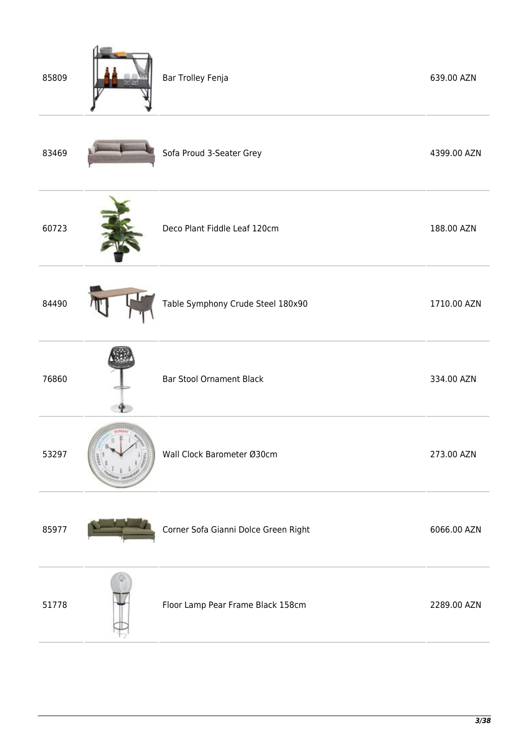| | | | |
|---|---|---|---|
| 85809 | | Bar Trolley Fenja | 639.00 AZN |
| 83469 | | Sofa Proud 3-Seater Grey | 4399.00 AZN |
| 60723 | | Deco Plant Fiddle Leaf 120cm | 188.00 AZN |
| 84490 | | Table Symphony Crude Steel 180x90 | 1710.00 AZN |
| 76860 | | Bar Stool Ornament Black | 334.00 AZN |
| 53297 | | Wall Clock Barometer Ø30cm | 273.00 AZN |
| 85977 | | Corner Sofa Gianni Dolce Green Right | 6066.00 AZN |
| 51778 | | Floor Lamp Pear Frame Black 158cm | 2289.00 AZN |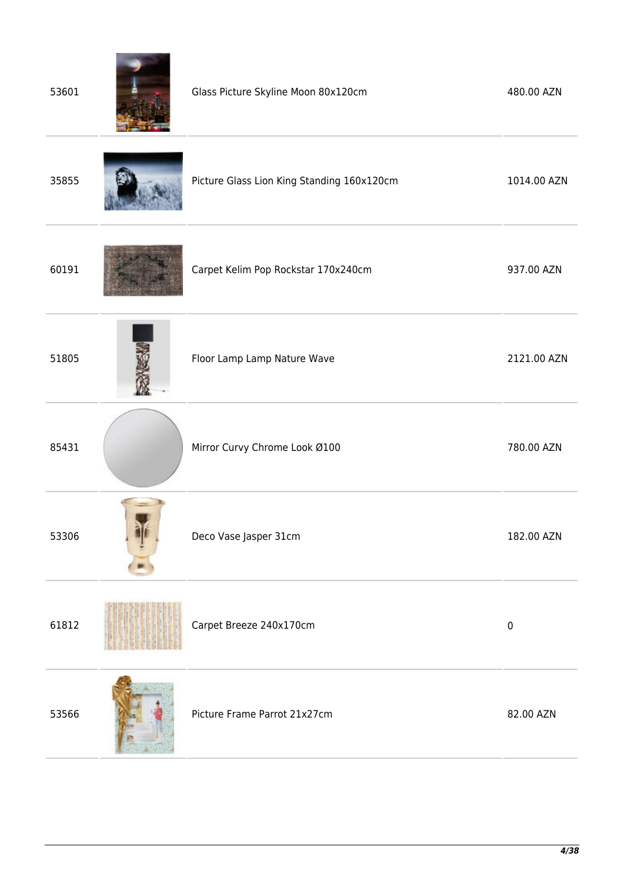| | | | |
|---|---|---|---|
| 53601 | | Glass Picture Skyline Moon 80x120cm | 480.00 AZN |
| 35855 | | Picture Glass Lion King Standing 160x120cm | 1014.00 AZN |
| 60191 | | Carpet Kelim Pop Rockstar 170x240cm | 937.00 AZN |
| 51805 | | Floor Lamp Lamp Nature Wave | 2121.00 AZN |
| 85431 | | Mirror Curvy Chrome Look Ø100 | 780.00 AZN |
| 53306 | | Deco Vase Jasper 31cm | 182.00 AZN |
| 61812 | | Carpet Breeze 240x170cm | 0 |
| 53566 | | Picture Frame Parrot 21x27cm | 82.00 AZN |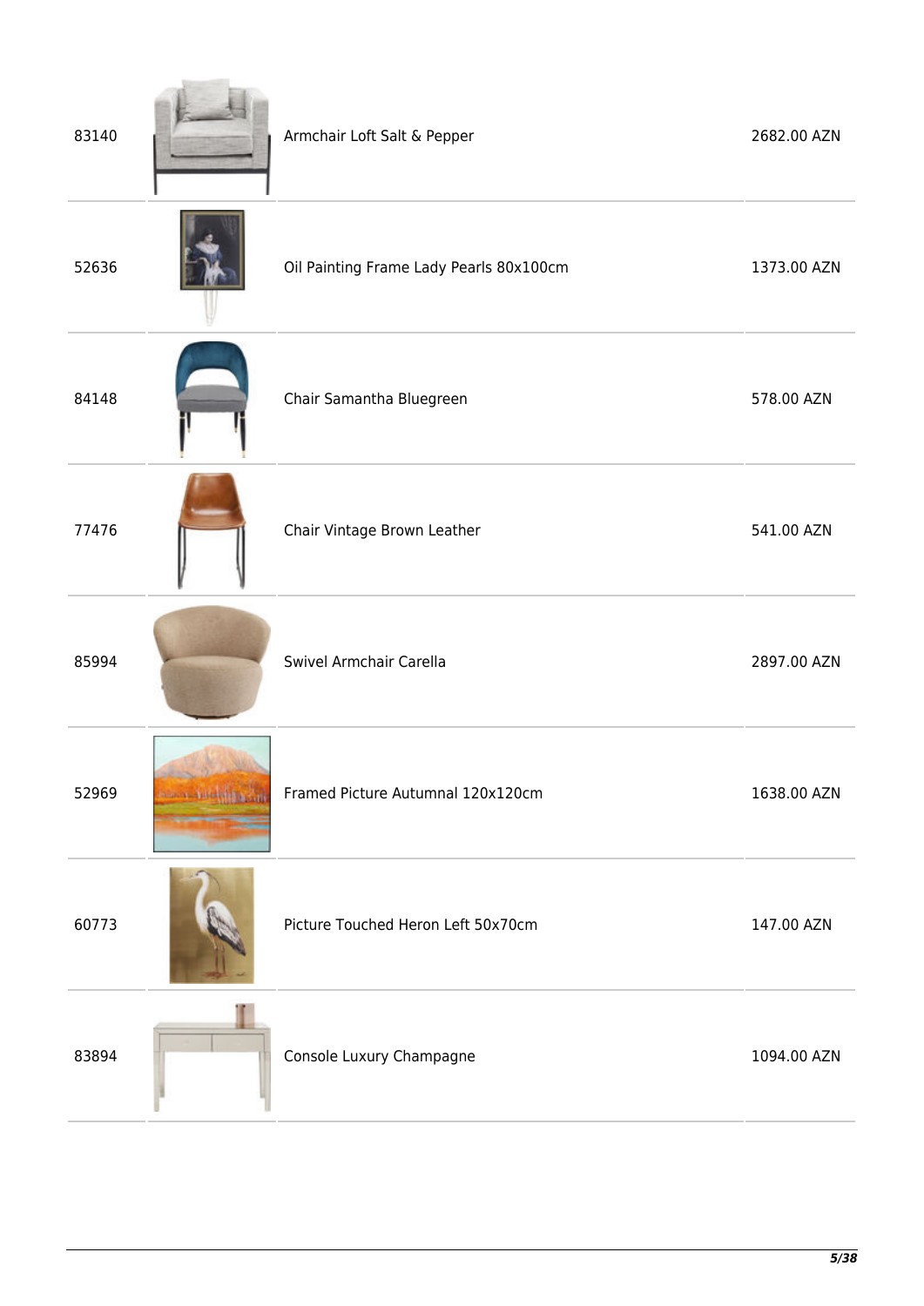| | | | |
|---|---|---|---|
| 83140 | | Armchair Loft Salt & Pepper | 2682.00 AZN |
| 52636 | | Oil Painting Frame Lady Pearls 80x100cm | 1373.00 AZN |
| 84148 | | Chair Samantha Bluegreen | 578.00 AZN |
| 77476 | | Chair Vintage Brown Leather | 541.00 AZN |
| 85994 | | Swivel Armchair Carella | 2897.00 AZN |
| 52969 | | Framed Picture Autumnal 120x120cm | 1638.00 AZN |
| 60773 | | Picture Touched Heron Left 50x70cm | 147.00 AZN |
| 83894 | | Console Luxury Champagne | 1094.00 AZN |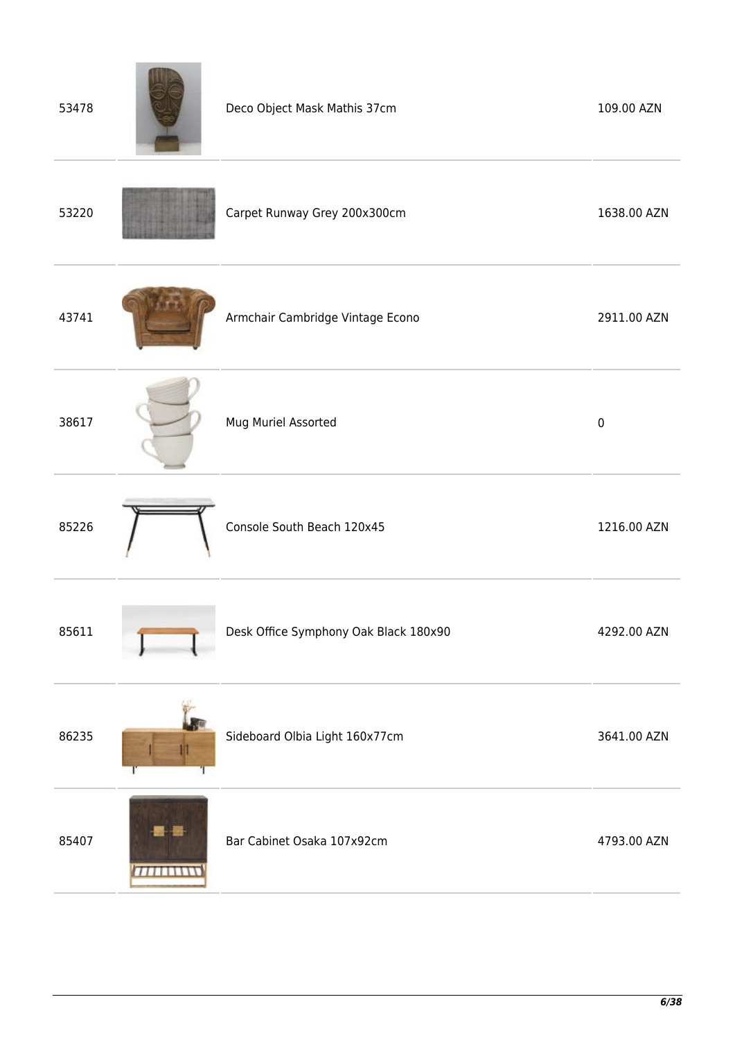| | | | |
|---|---|---|---|
| 53478 | | Deco Object Mask Mathis 37cm | 109.00 AZN |
| 53220 | | Carpet Runway Grey 200x300cm | 1638.00 AZN |
| 43741 | | Armchair Cambridge Vintage Econo | 2911.00 AZN |
| 38617 | | Mug Muriel Assorted | 0 |
| 85226 | | Console South Beach 120x45 | 1216.00 AZN |
| 85611 | | Desk Office Symphony Oak Black 180x90 | 4292.00 AZN |
| 86235 | | Sideboard Olbia Light 160x77cm | 3641.00 AZN |
| 85407 | | Bar Cabinet Osaka 107x92cm | 4793.00 AZN |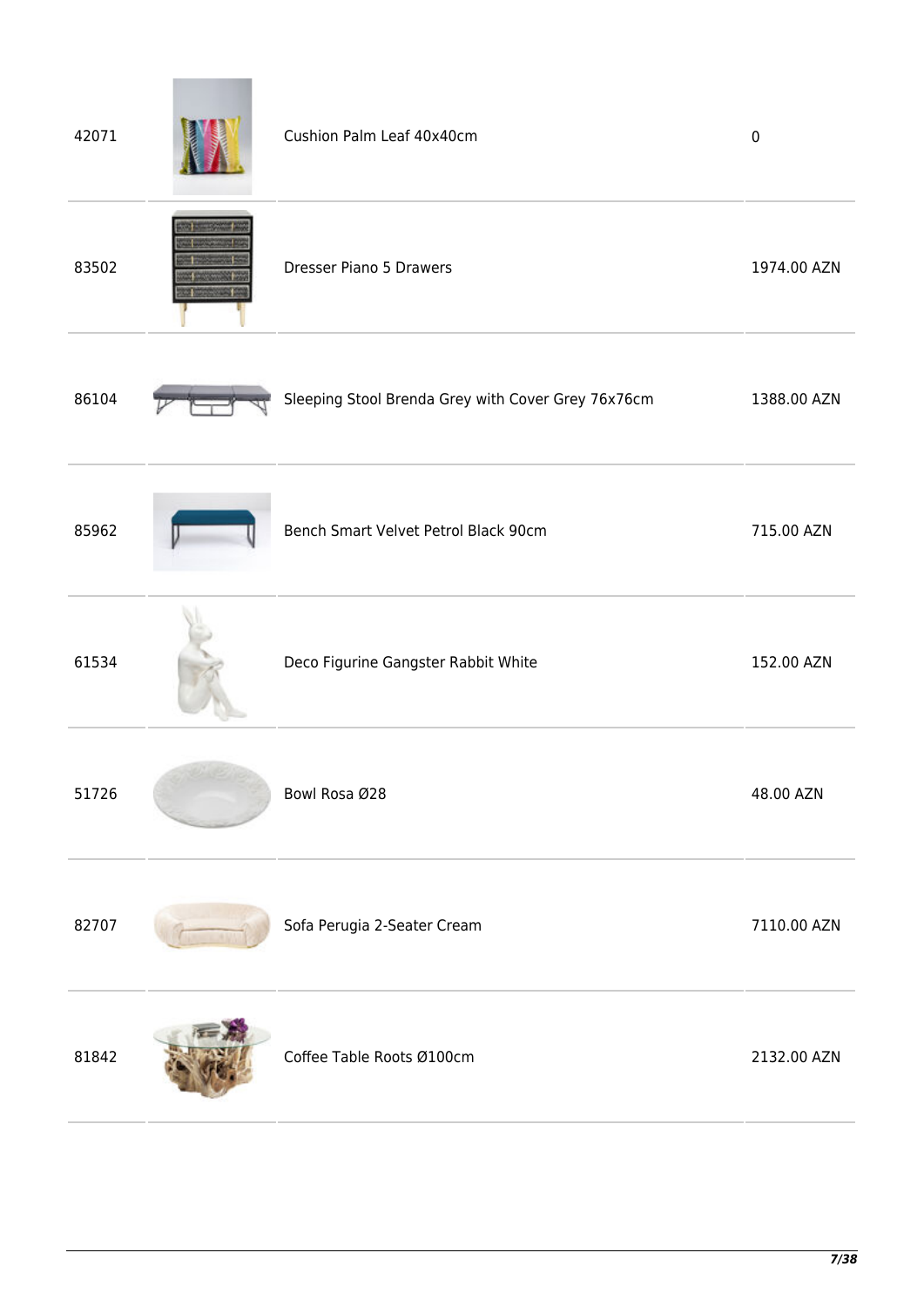| | | | |
|---|---|---|---|
| 42071 | | Cushion Palm Leaf 40x40cm | 0 |
| 83502 | | Dresser Piano 5 Drawers | 1974.00 AZN |
| 86104 | | Sleeping Stool Brenda Grey with Cover Grey 76x76cm | 1388.00 AZN |
| 85962 | | Bench Smart Velvet Petrol Black 90cm | 715.00 AZN |
| 61534 | | Deco Figurine Gangster Rabbit White | 152.00 AZN |
| 51726 | | Bowl Rosa Ø28 | 48.00 AZN |
| 82707 | | Sofa Perugia 2-Seater Cream | 7110.00 AZN |
| 81842 | | Coffee Table Roots Ø100cm | 2132.00 AZN |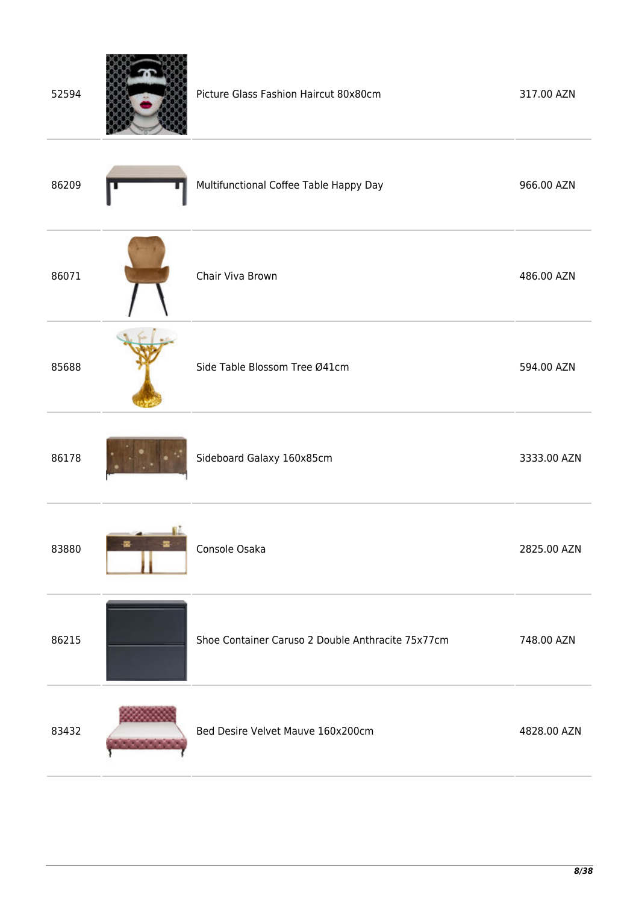| | | | |
|---|---|---|---|
| 52594 | | Picture Glass Fashion Haircut 80x80cm | 317.00 AZN |
| 86209 | | Multifunctional Coffee Table Happy Day | 966.00 AZN |
| 86071 | | Chair Viva Brown | 486.00 AZN |
| 85688 | | Side Table Blossom Tree Ø41cm | 594.00 AZN |
| 86178 | | Sideboard Galaxy 160x85cm | 3333.00 AZN |
| 83880 | | Console Osaka | 2825.00 AZN |
| 86215 | | Shoe Container Caruso 2 Double Anthracite 75x77cm | 748.00 AZN |
| 83432 | | Bed Desire Velvet Mauve 160x200cm | 4828.00 AZN |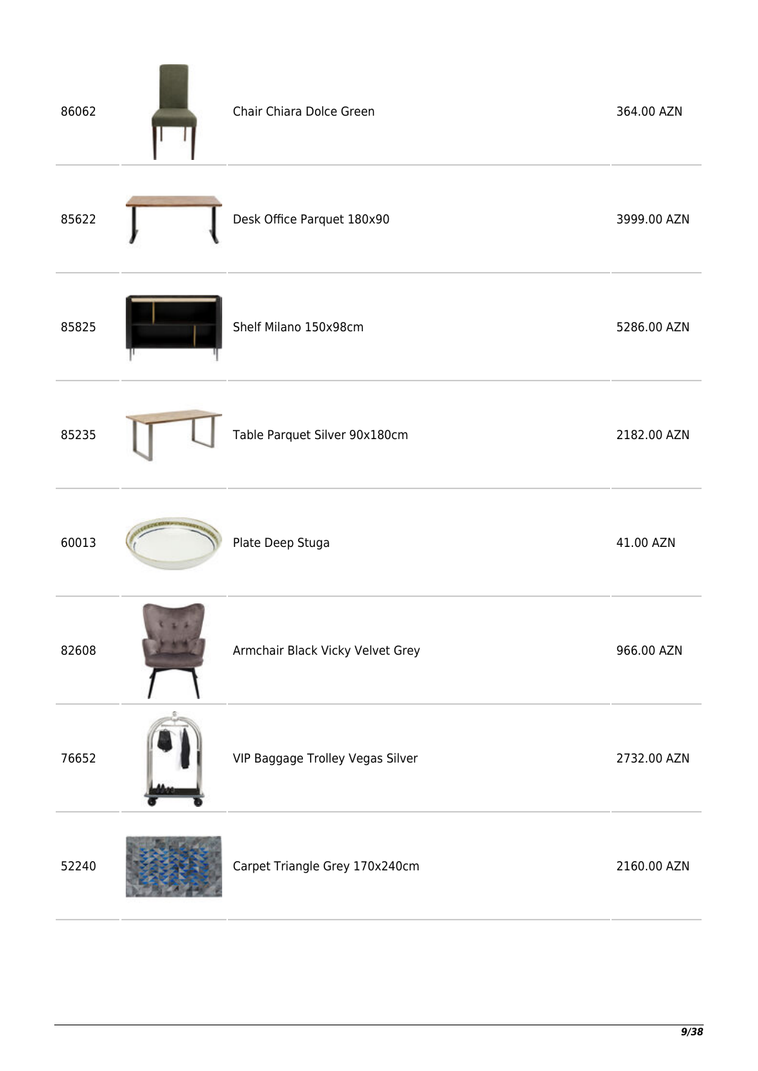| | | | |
|---|---|---|---|
| 86062 | | Chair Chiara Dolce Green | 364.00 AZN |
| 85622 | | Desk Office Parquet 180x90 | 3999.00 AZN |
| 85825 | | Shelf Milano 150x98cm | 5286.00 AZN |
| 85235 | | Table Parquet Silver 90x180cm | 2182.00 AZN |
| 60013 | | Plate Deep Stuga | 41.00 AZN |
| 82608 | | Armchair Black Vicky Velvet Grey | 966.00 AZN |
| 76652 | | VIP Baggage Trolley Vegas Silver | 2732.00 AZN |
| 52240 | | Carpet Triangle Grey 170x240cm | 2160.00 AZN |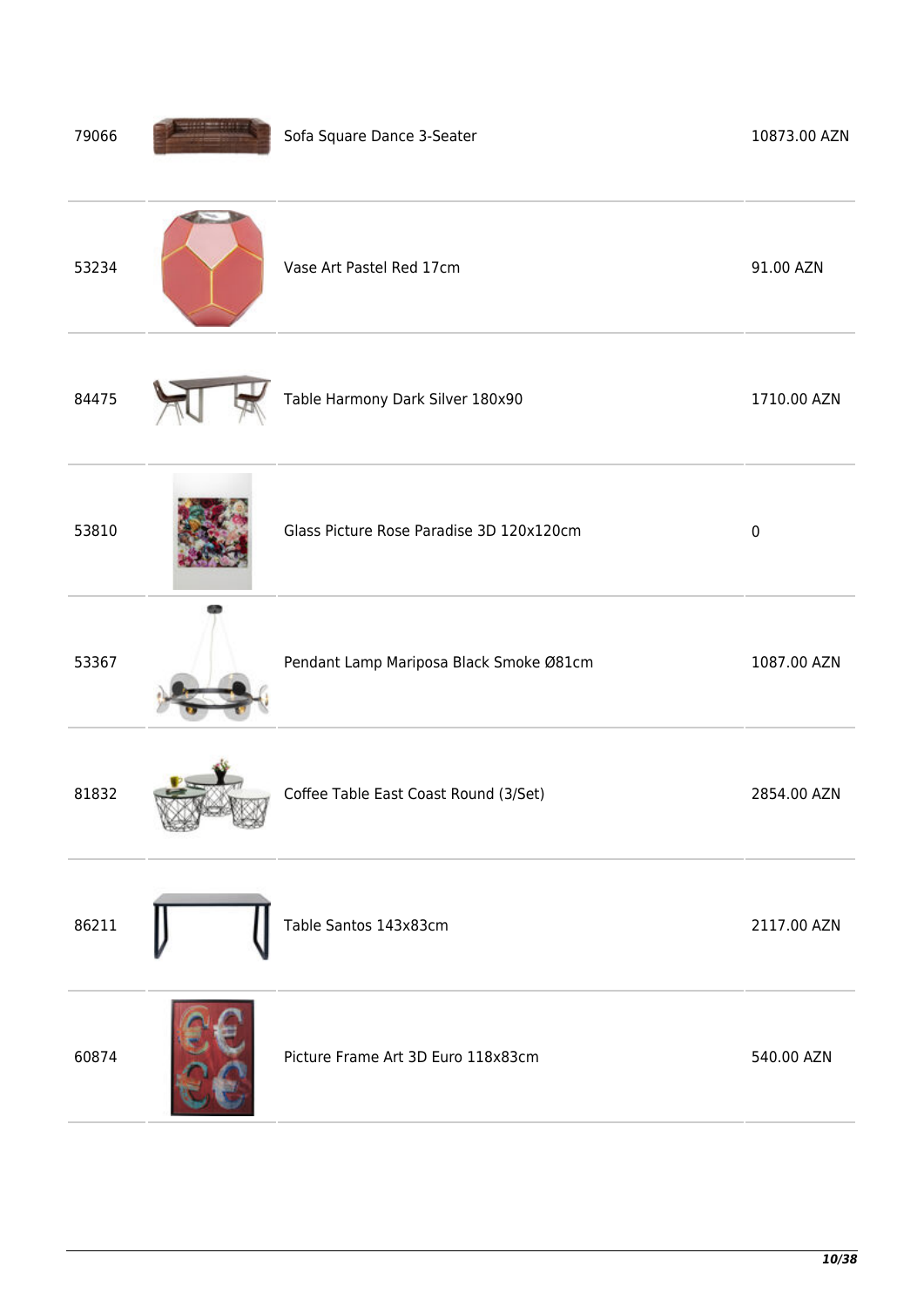| | | | |
|---|---|---|---|
| 79066 | | Sofa Square Dance 3-Seater | 10873.00 AZN |
| 53234 | | Vase Art Pastel Red 17cm | 91.00 AZN |
| 84475 | | Table Harmony Dark Silver 180x90 | 1710.00 AZN |
| 53810 | | Glass Picture Rose Paradise 3D 120x120cm | 0 |
| 53367 | | Pendant Lamp Mariposa Black Smoke Ø81cm | 1087.00 AZN |
| 81832 | | Coffee Table East Coast Round (3/Set) | 2854.00 AZN |
| 86211 | | Table Santos 143x83cm | 2117.00 AZN |
| 60874 | | Picture Frame Art 3D Euro 118x83cm | 540.00 AZN |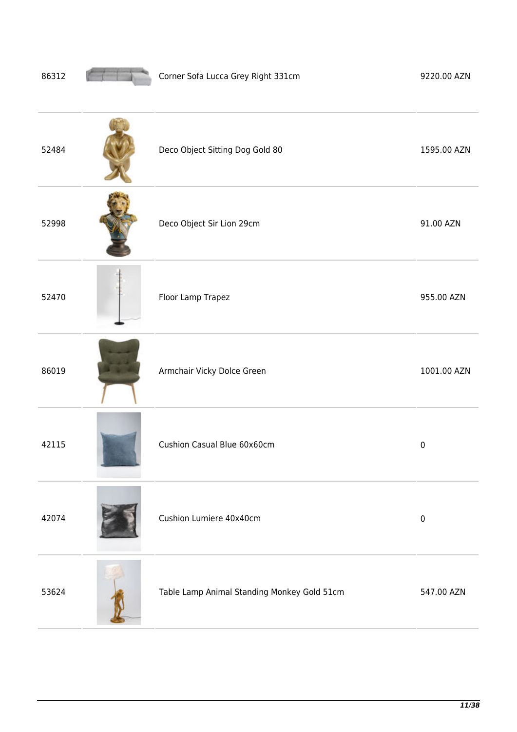| | | | |
|---|---|---|---|
| 86312 | | Corner Sofa Lucca Grey Right 331cm | 9220.00 AZN |
| 52484 | | Deco Object Sitting Dog Gold 80 | 1595.00 AZN |
| 52998 | | Deco Object Sir Lion 29cm | 91.00 AZN |
| 52470 | | Floor Lamp Trapez | 955.00 AZN |
| 86019 | | Armchair Vicky Dolce Green | 1001.00 AZN |
| 42115 | | Cushion Casual Blue 60x60cm | 0 |
| 42074 | | Cushion Lumiere 40x40cm | 0 |
| 53624 | | Table Lamp Animal Standing Monkey Gold 51cm | 547.00 AZN |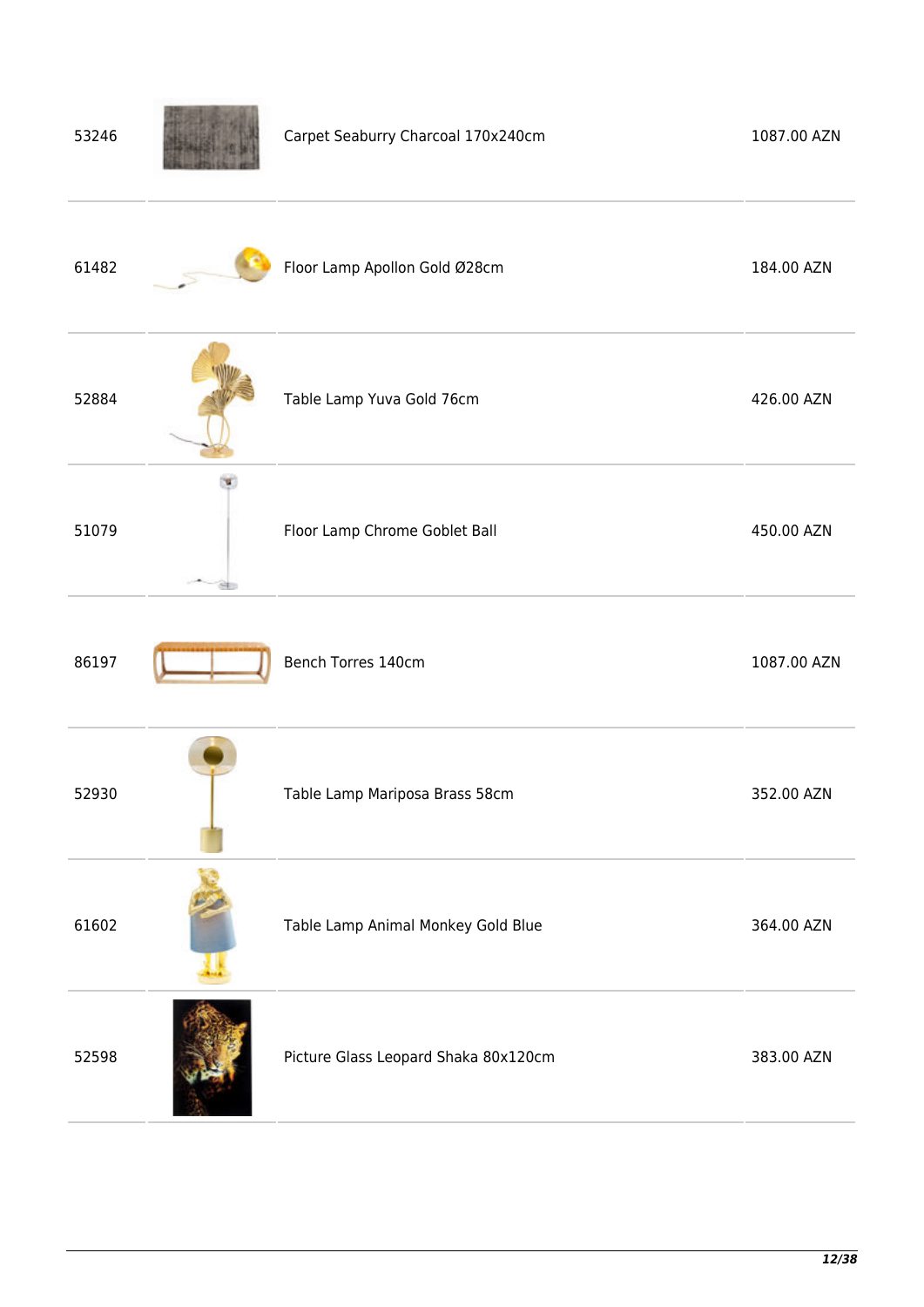| | | | |
|---|---|---|---|
| 53246 | | Carpet Seaburry Charcoal 170x240cm | 1087.00 AZN |
| 61482 | | Floor Lamp Apollon Gold Ø28cm | 184.00 AZN |
| 52884 | | Table Lamp Yuva Gold 76cm | 426.00 AZN |
| 51079 | | Floor Lamp Chrome Goblet Ball | 450.00 AZN |
| 86197 | | Bench Torres 140cm | 1087.00 AZN |
| 52930 | | Table Lamp Mariposa Brass 58cm | 352.00 AZN |
| 61602 | | Table Lamp Animal Monkey Gold Blue | 364.00 AZN |
| 52598 | | Picture Glass Leopard Shaka 80x120cm | 383.00 AZN |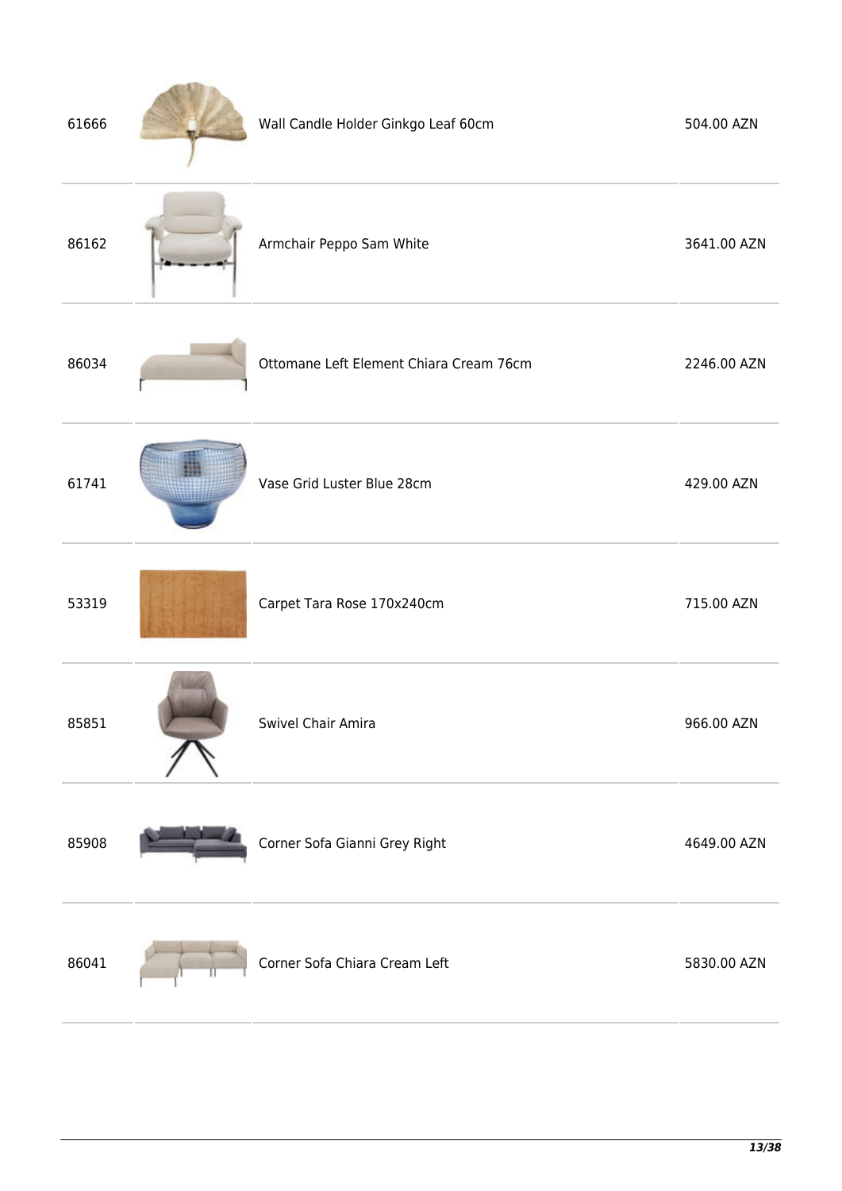| | | | |
|---|---|---|---|
| 61666 | | Wall Candle Holder Ginkgo Leaf 60cm | 504.00 AZN |
| 86162 | | Armchair Peppo Sam White | 3641.00 AZN |
| 86034 | | Ottomane Left Element Chiara Cream 76cm | 2246.00 AZN |
| 61741 | | Vase Grid Luster Blue 28cm | 429.00 AZN |
| 53319 | | Carpet Tara Rose 170x240cm | 715.00 AZN |
| 85851 | | Swivel Chair Amira | 966.00 AZN |
| 85908 | | Corner Sofa Gianni Grey Right | 4649.00 AZN |
| 86041 | | Corner Sofa Chiara Cream Left | 5830.00 AZN |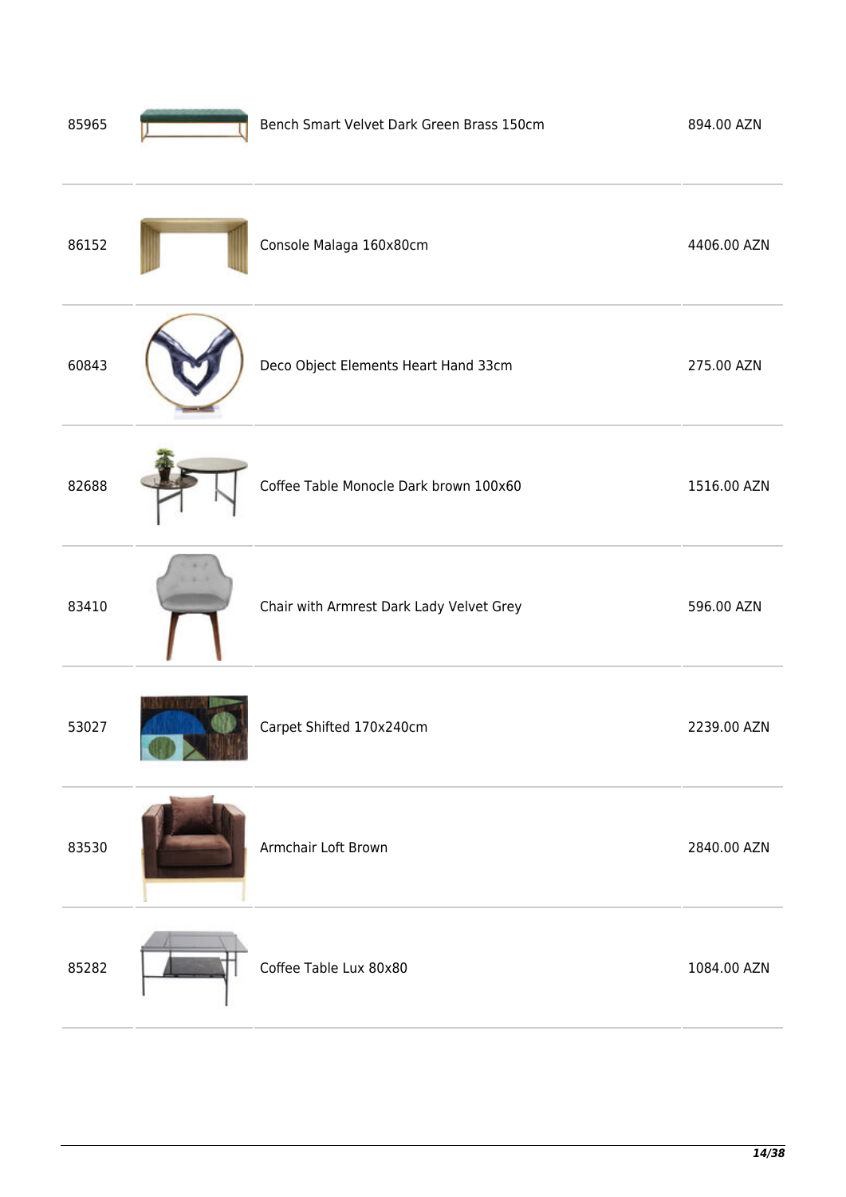| | | | |
|---|---|---|---|
| 85965 | | Bench Smart Velvet Dark Green Brass 150cm | 894.00 AZN |
| 86152 | | Console Malaga 160x80cm | 4406.00 AZN |
| 60843 | | Deco Object Elements Heart Hand 33cm | 275.00 AZN |
| 82688 | | Coffee Table Monocle Dark brown 100x60 | 1516.00 AZN |
| 83410 | | Chair with Armrest Dark Lady Velvet Grey | 596.00 AZN |
| 53027 | | Carpet Shifted 170x240cm | 2239.00 AZN |
| 83530 | | Armchair Loft Brown | 2840.00 AZN |
| 85282 | | Coffee Table Lux 80x80 | 1084.00 AZN |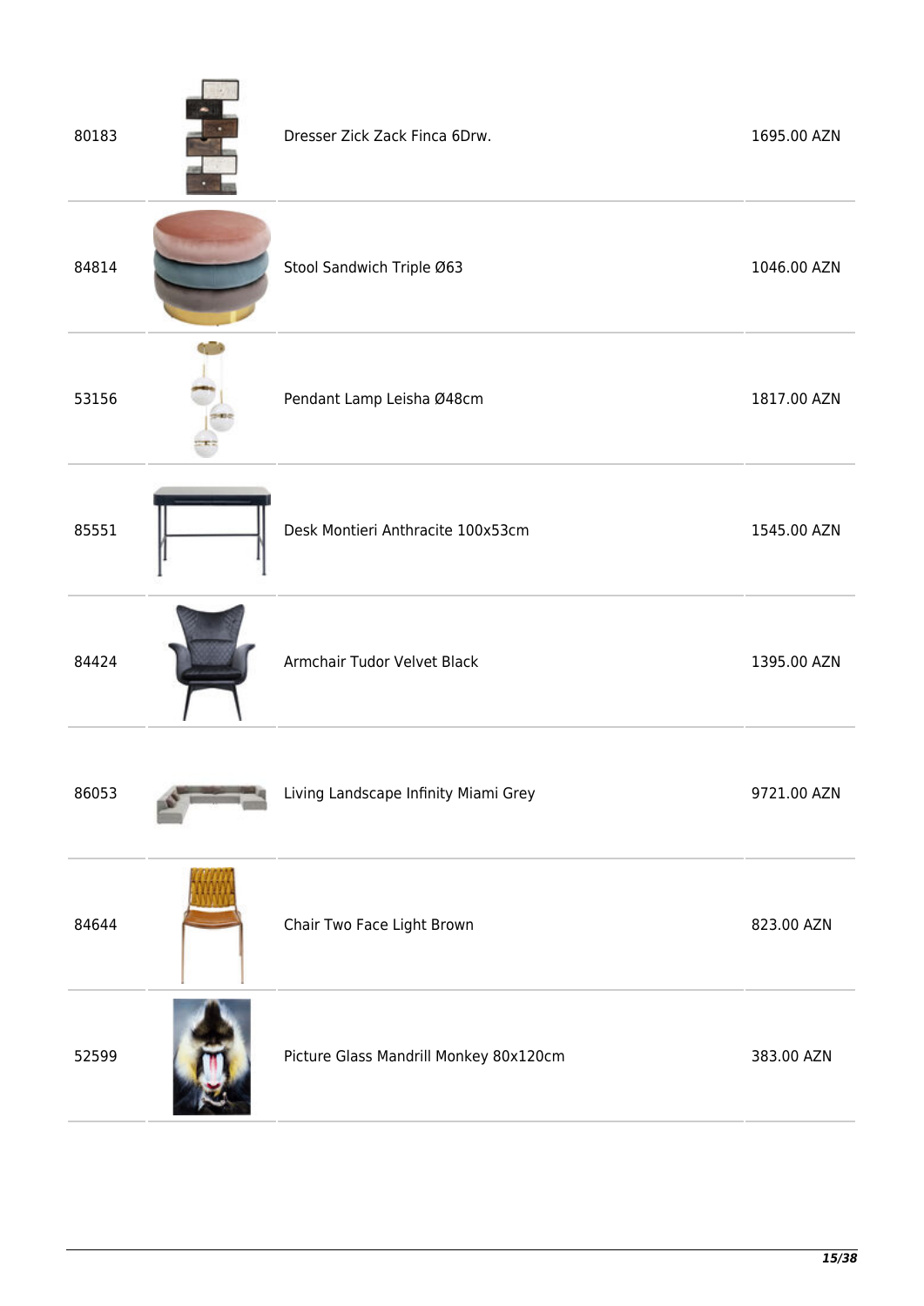| | | | |
|---|---|---|---|
| 80183 | | Dresser Zick Zack Finca 6Drw. | 1695.00 AZN |
| 84814 | | Stool Sandwich Triple Ø63 | 1046.00 AZN |
| 53156 | | Pendant Lamp Leisha Ø48cm | 1817.00 AZN |
| 85551 | | Desk Montieri Anthracite 100x53cm | 1545.00 AZN |
| 84424 | | Armchair Tudor Velvet Black | 1395.00 AZN |
| 86053 | | Living Landscape Infinity Miami Grey | 9721.00 AZN |
| 84644 | | Chair Two Face Light Brown | 823.00 AZN |
| 52599 | | Picture Glass Mandrill Monkey 80x120cm | 383.00 AZN |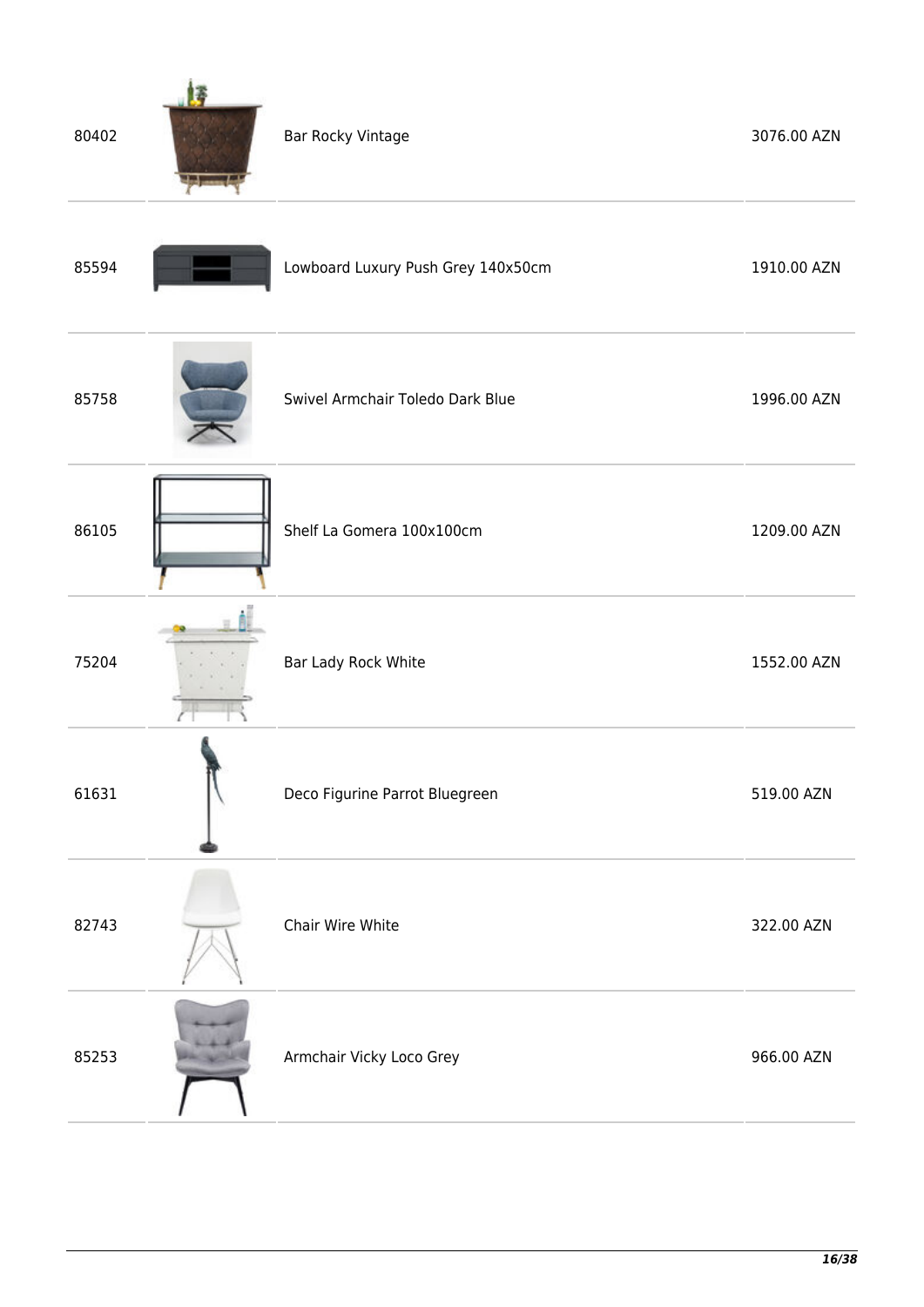| | | | |
|---|---|---|---|
| 80402 | | Bar Rocky Vintage | 3076.00 AZN |
| 85594 | | Lowboard Luxury Push Grey 140x50cm | 1910.00 AZN |
| 85758 | | Swivel Armchair Toledo Dark Blue | 1996.00 AZN |
| 86105 | | Shelf La Gomera 100x100cm | 1209.00 AZN |
| 75204 | | Bar Lady Rock White | 1552.00 AZN |
| 61631 | | Deco Figurine Parrot Bluegreen | 519.00 AZN |
| 82743 | | Chair Wire White | 322.00 AZN |
| 85253 | | Armchair Vicky Loco Grey | 966.00 AZN |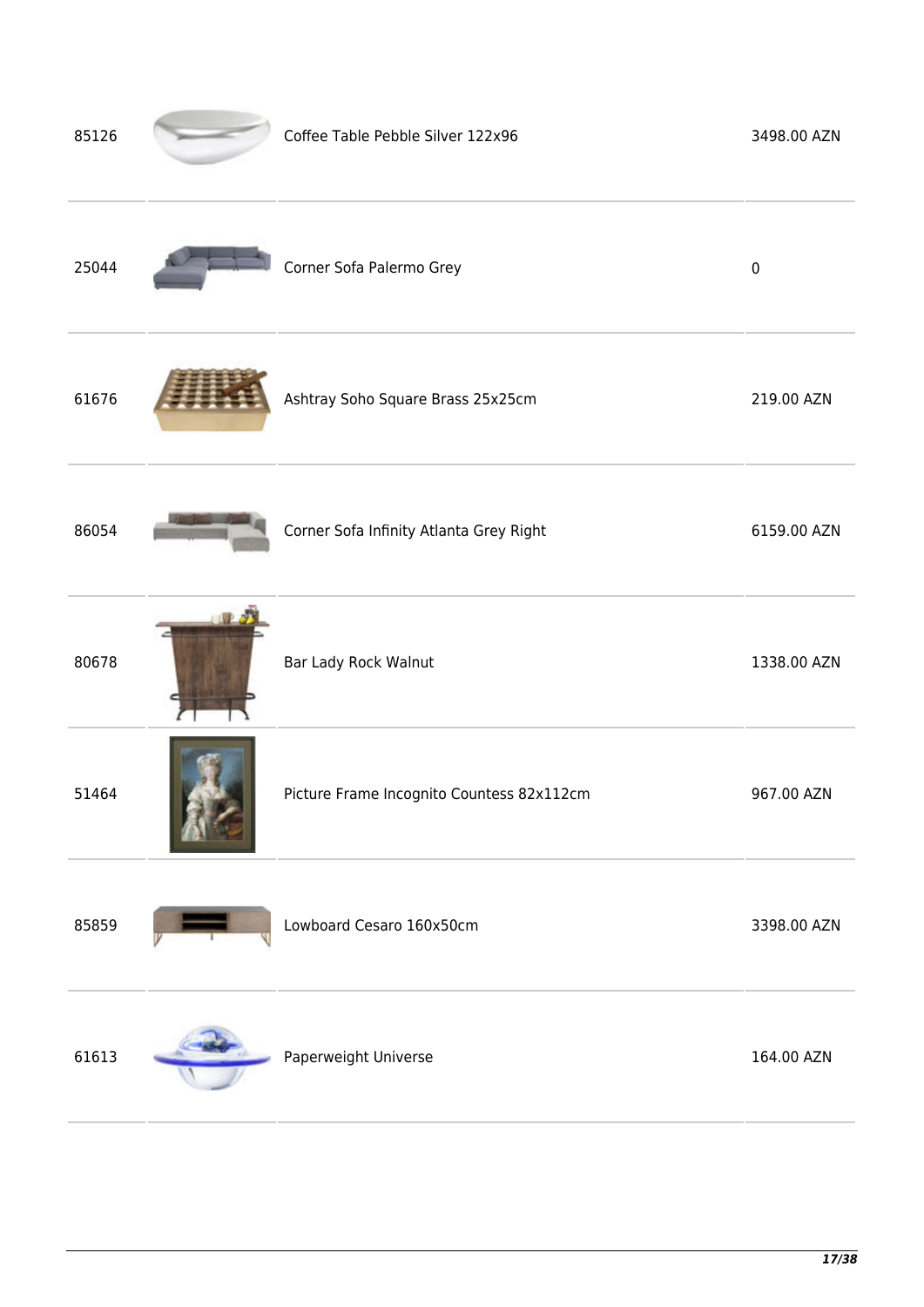| | | | |
|---|---|---|---|
| 85126 | | Coffee Table Pebble Silver 122x96 | 3498.00 AZN |
| 25044 | | Corner Sofa Palermo Grey | 0 |
| 61676 | | Ashtray Soho Square Brass 25x25cm | 219.00 AZN |
| 86054 | | Corner Sofa Infinity Atlanta Grey Right | 6159.00 AZN |
| 80678 | | Bar Lady Rock Walnut | 1338.00 AZN |
| 51464 | | Picture Frame Incognito Countess 82x112cm | 967.00 AZN |
| 85859 | | Lowboard Cesaro 160x50cm | 3398.00 AZN |
| 61613 | | Paperweight Universe | 164.00 AZN |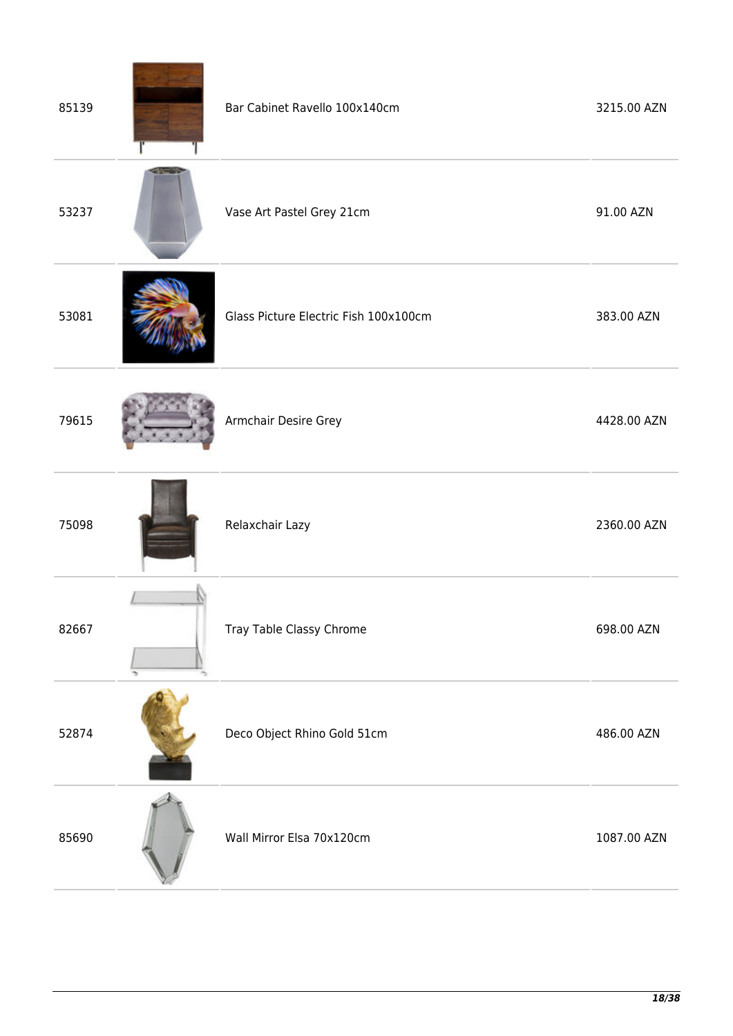| | | | |
|---|---|---|---|
| 85139 | | Bar Cabinet Ravello 100x140cm | 3215.00 AZN |
| 53237 | | Vase Art Pastel Grey 21cm | 91.00 AZN |
| 53081 | | Glass Picture Electric Fish 100x100cm | 383.00 AZN |
| 79615 | | Armchair Desire Grey | 4428.00 AZN |
| 75098 | | Relaxchair Lazy | 2360.00 AZN |
| 82667 | | Tray Table Classy Chrome | 698.00 AZN |
| 52874 | | Deco Object Rhino Gold 51cm | 486.00 AZN |
| 85690 | | Wall Mirror Elsa 70x120cm | 1087.00 AZN |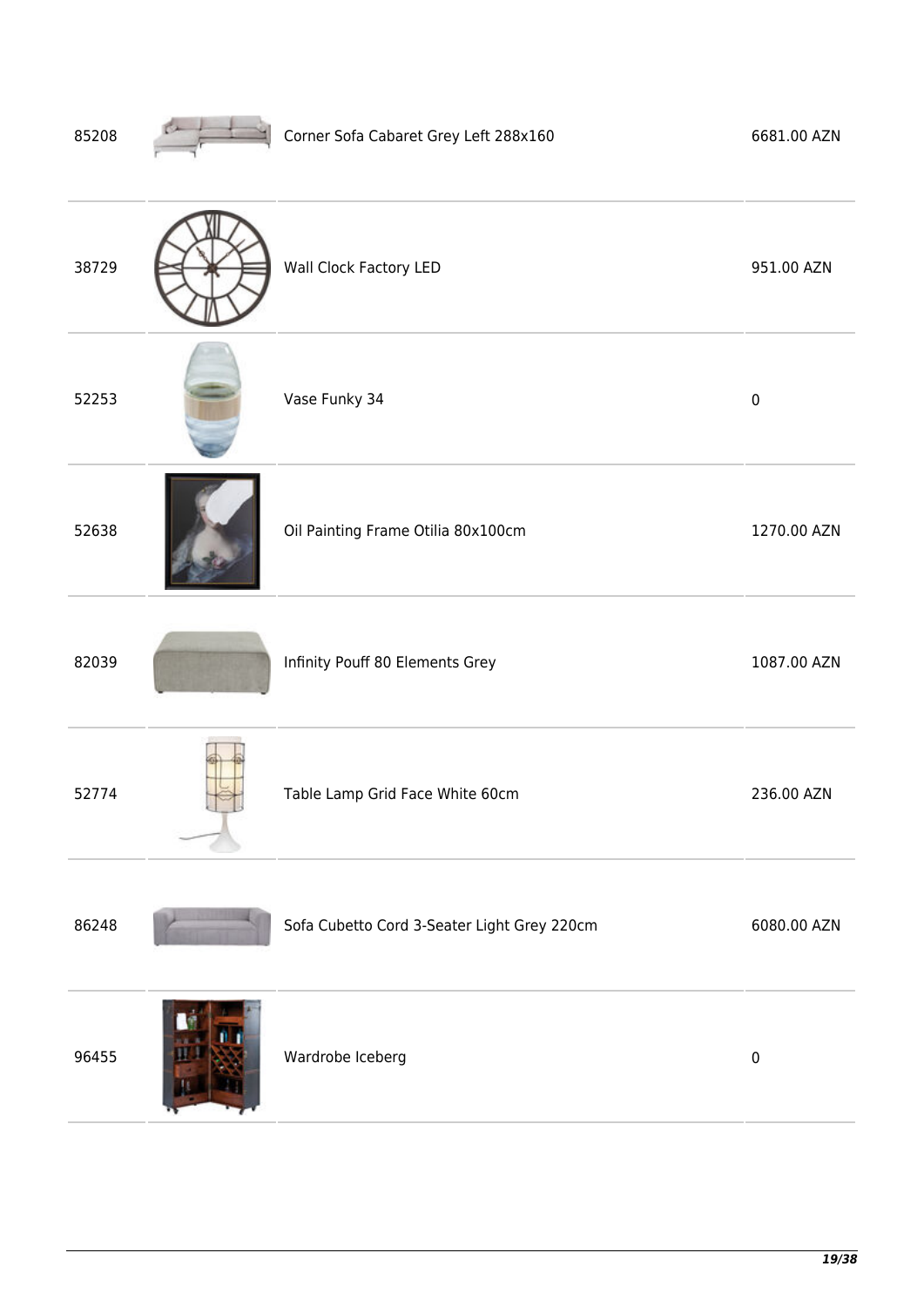| | | | |
|---|---|---|---|
| 85208 | | Corner Sofa Cabaret Grey Left 288x160 | 6681.00 AZN |
| 38729 | | Wall Clock Factory LED | 951.00 AZN |
| 52253 | | Vase Funky 34 | 0 |
| 52638 | | Oil Painting Frame Otilia 80x100cm | 1270.00 AZN |
| 82039 | | Infinity Pouff 80 Elements Grey | 1087.00 AZN |
| 52774 | | Table Lamp Grid Face White 60cm | 236.00 AZN |
| 86248 | | Sofa Cubetto Cord 3-Seater Light Grey 220cm | 6080.00 AZN |
| 96455 | | Wardrobe Iceberg | 0 |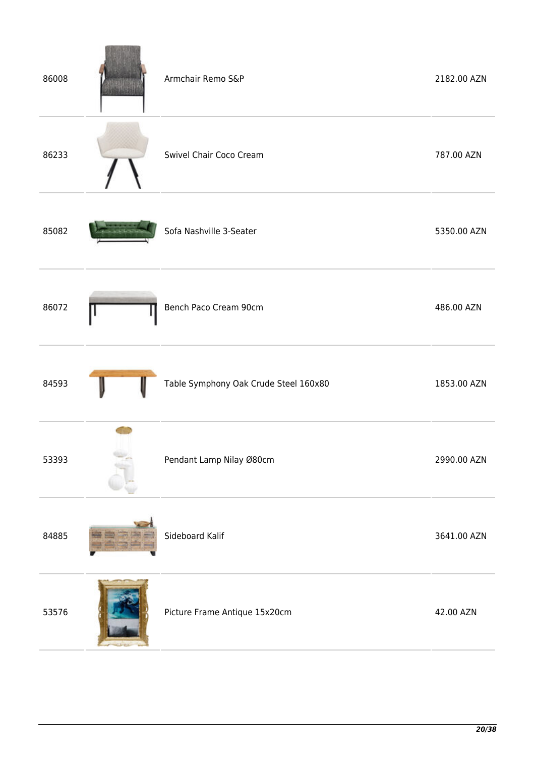| | | | |
|---|---|---|---|
| 86008 | | Armchair Remo S&P | 2182.00 AZN |
| 86233 | | Swivel Chair Coco Cream | 787.00 AZN |
| 85082 | | Sofa Nashville 3-Seater | 5350.00 AZN |
| 86072 | | Bench Paco Cream 90cm | 486.00 AZN |
| 84593 | | Table Symphony Oak Crude Steel 160x80 | 1853.00 AZN |
| 53393 | | Pendant Lamp Nilay Ø80cm | 2990.00 AZN |
| 84885 | | Sideboard Kalif | 3641.00 AZN |
| 53576 | | Picture Frame Antique 15x20cm | 42.00 AZN |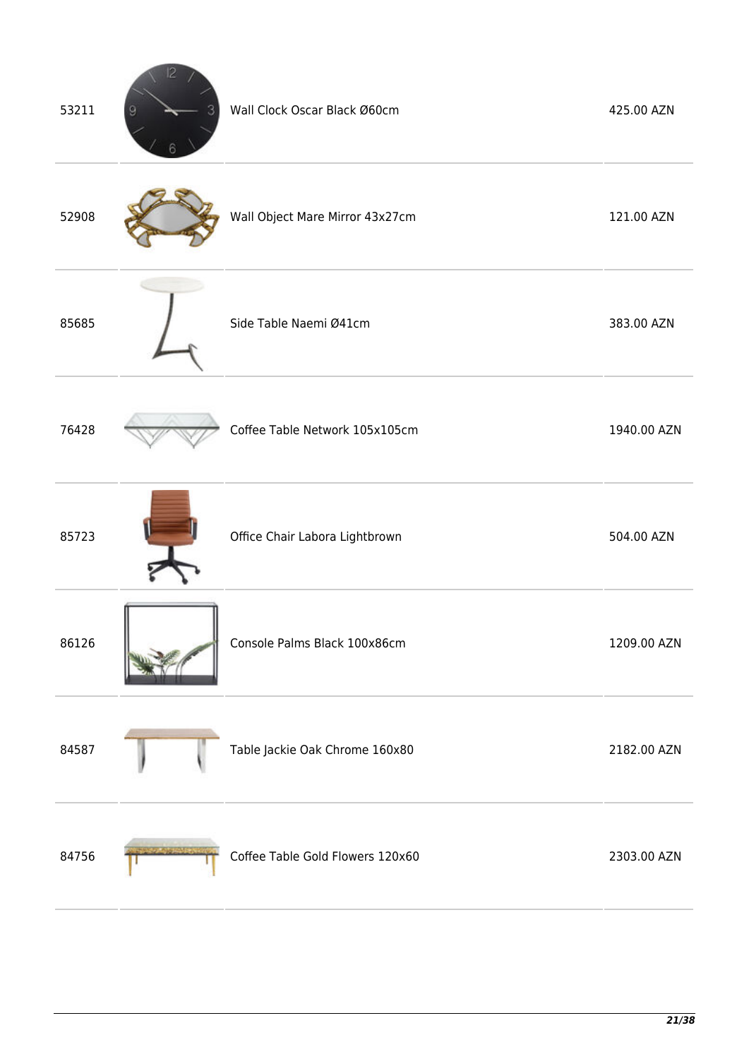| | | | |
|---|---|---|---|
| 53211 | | Wall Clock Oscar Black Ø60cm | 425.00 AZN |
| 52908 | | Wall Object Mare Mirror 43x27cm | 121.00 AZN |
| 85685 | | Side Table Naemi Ø41cm | 383.00 AZN |
| 76428 | | Coffee Table Network 105x105cm | 1940.00 AZN |
| 85723 | | Office Chair Labora Lightbrown | 504.00 AZN |
| 86126 | | Console Palms Black 100x86cm | 1209.00 AZN |
| 84587 | | Table Jackie Oak Chrome 160x80 | 2182.00 AZN |
| 84756 | | Coffee Table Gold Flowers 120x60 | 2303.00 AZN |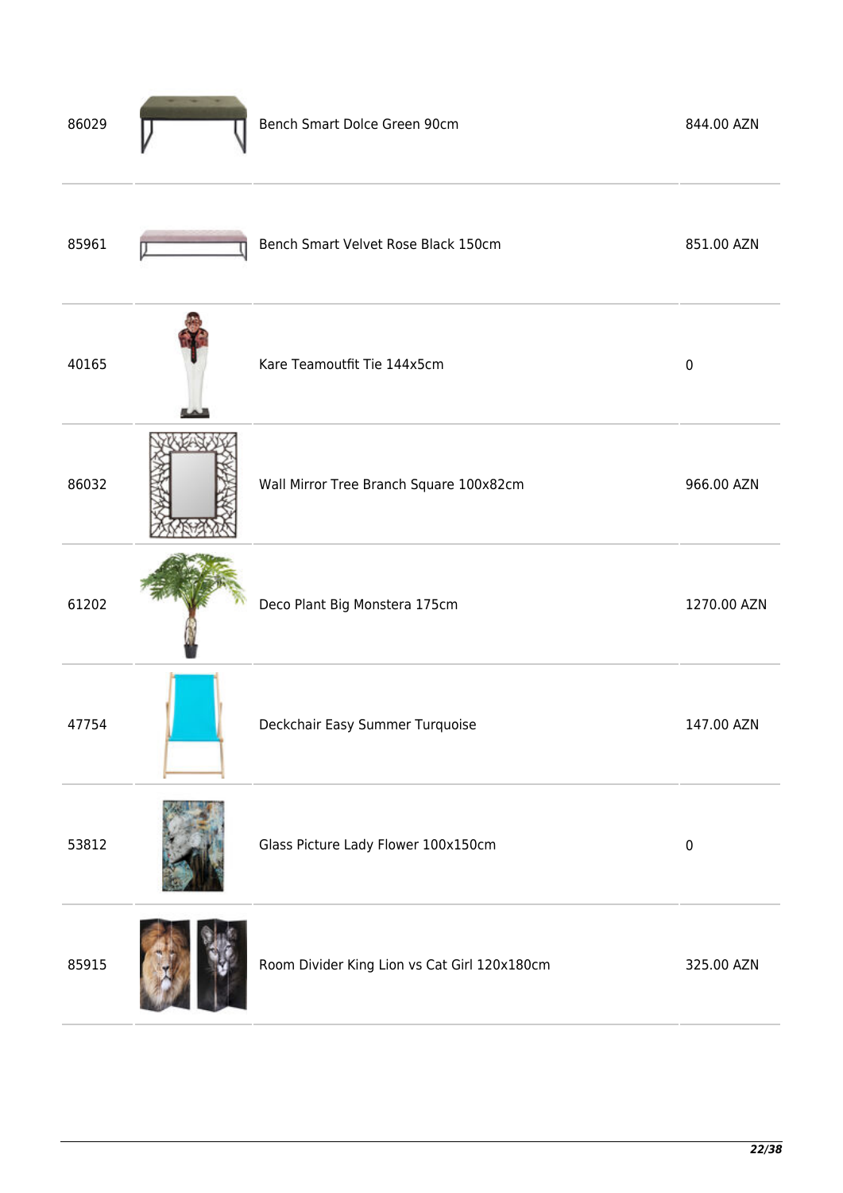| | | | |
|---|---|---|---|
| 86029 | | Bench Smart Dolce Green 90cm | 844.00 AZN |
| 85961 | | Bench Smart Velvet Rose Black 150cm | 851.00 AZN |
| 40165 | | Kare Teamoutfit Tie 144x5cm | 0 |
| 86032 | | Wall Mirror Tree Branch Square 100x82cm | 966.00 AZN |
| 61202 | | Deco Plant Big Monstera 175cm | 1270.00 AZN |
| 47754 | | Deckchair Easy Summer Turquoise | 147.00 AZN |
| 53812 | | Glass Picture Lady Flower 100x150cm | 0 |
| 85915 | | Room Divider King Lion vs Cat Girl 120x180cm | 325.00 AZN |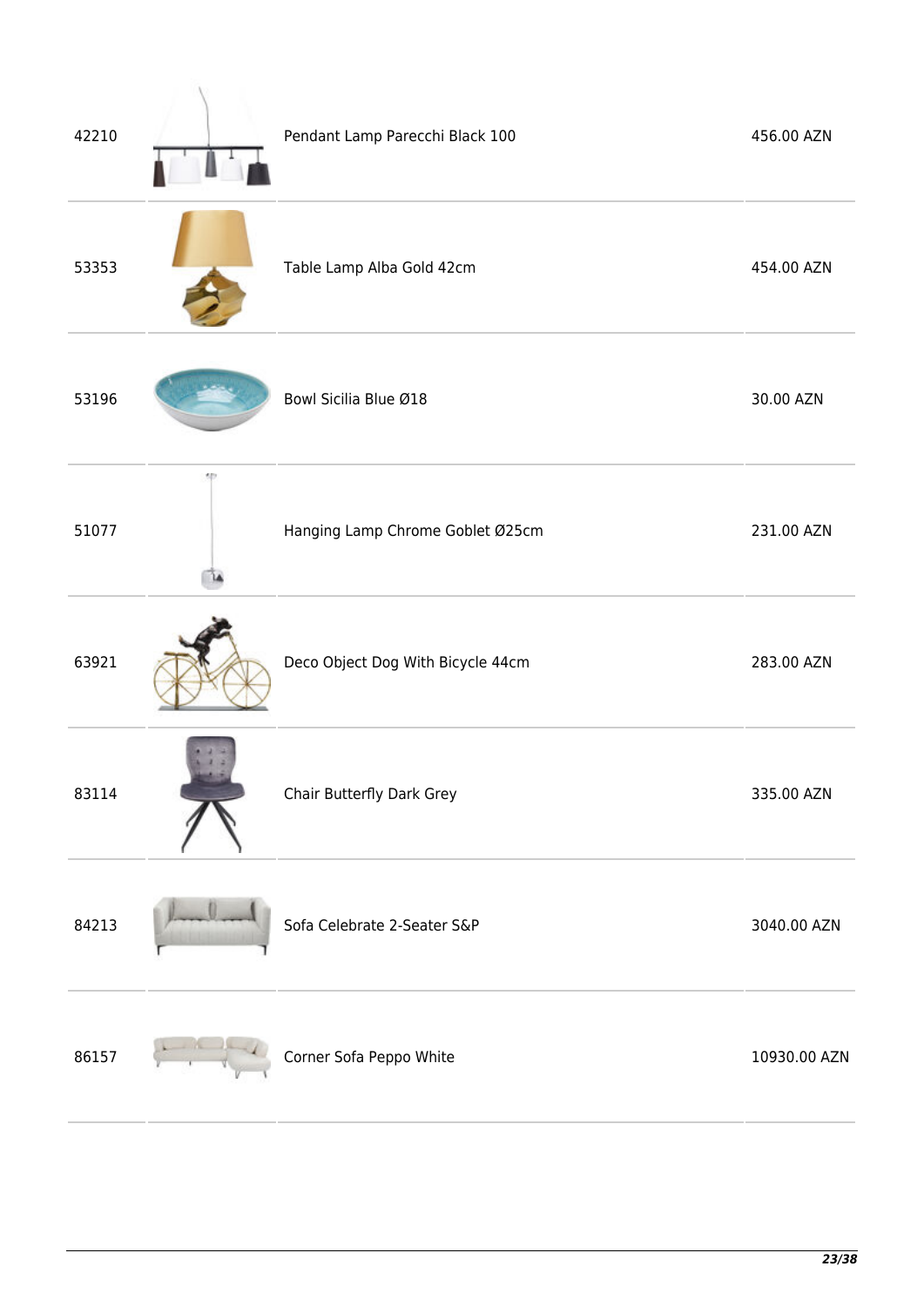| | | | |
|---|---|---|---|
| 42210 | | Pendant Lamp Parecchi Black 100 | 456.00 AZN |
| 53353 | | Table Lamp Alba Gold 42cm | 454.00 AZN |
| 53196 | | Bowl Sicilia Blue Ø18 | 30.00 AZN |
| 51077 | | Hanging Lamp Chrome Goblet Ø25cm | 231.00 AZN |
| 63921 | | Deco Object Dog With Bicycle 44cm | 283.00 AZN |
| 83114 | | Chair Butterfly Dark Grey | 335.00 AZN |
| 84213 | | Sofa Celebrate 2-Seater S&P | 3040.00 AZN |
| 86157 | | Corner Sofa Peppo White | 10930.00 AZN |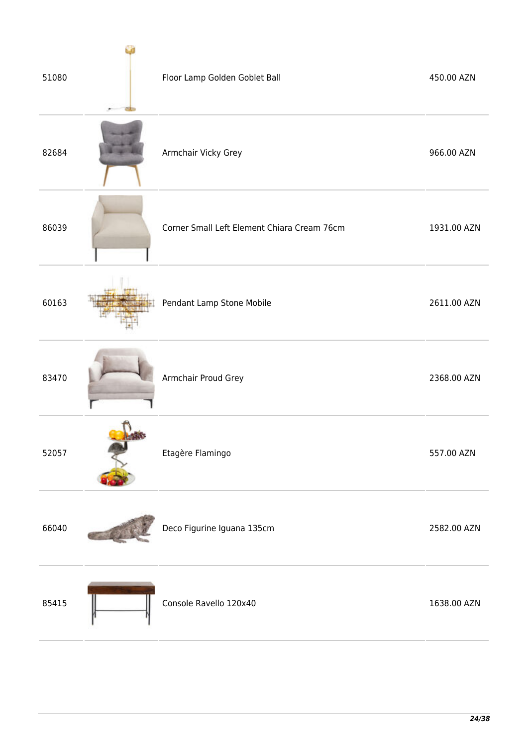| | | | |
|---|---|---|---|
| 51080 | | Floor Lamp Golden Goblet Ball | 450.00 AZN |
| 82684 | | Armchair Vicky Grey | 966.00 AZN |
| 86039 | | Corner Small Left Element Chiara Cream 76cm | 1931.00 AZN |
| 60163 | | Pendant Lamp Stone Mobile | 2611.00 AZN |
| 83470 | | Armchair Proud Grey | 2368.00 AZN |
| 52057 | | Etagère Flamingo | 557.00 AZN |
| 66040 | | Deco Figurine Iguana 135cm | 2582.00 AZN |
| 85415 | | Console Ravello 120x40 | 1638.00 AZN |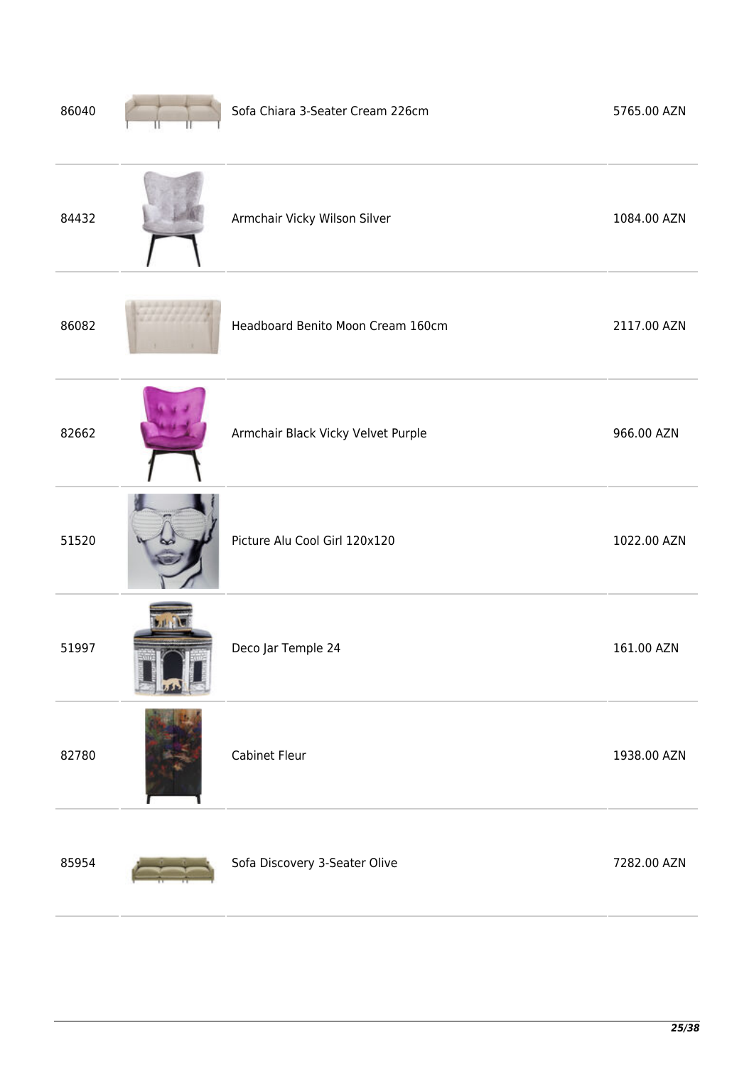| | | | |
|---|---|---|---|
| 86040 | | Sofa Chiara 3-Seater Cream 226cm | 5765.00 AZN |
| 84432 | | Armchair Vicky Wilson Silver | 1084.00 AZN |
| 86082 | | Headboard Benito Moon Cream 160cm | 2117.00 AZN |
| 82662 | | Armchair Black Vicky Velvet Purple | 966.00 AZN |
| 51520 | | Picture Alu Cool Girl 120x120 | 1022.00 AZN |
| 51997 | | Deco Jar Temple 24 | 161.00 AZN |
| 82780 | | Cabinet Fleur | 1938.00 AZN |
| 85954 | | Sofa Discovery 3-Seater Olive | 7282.00 AZN |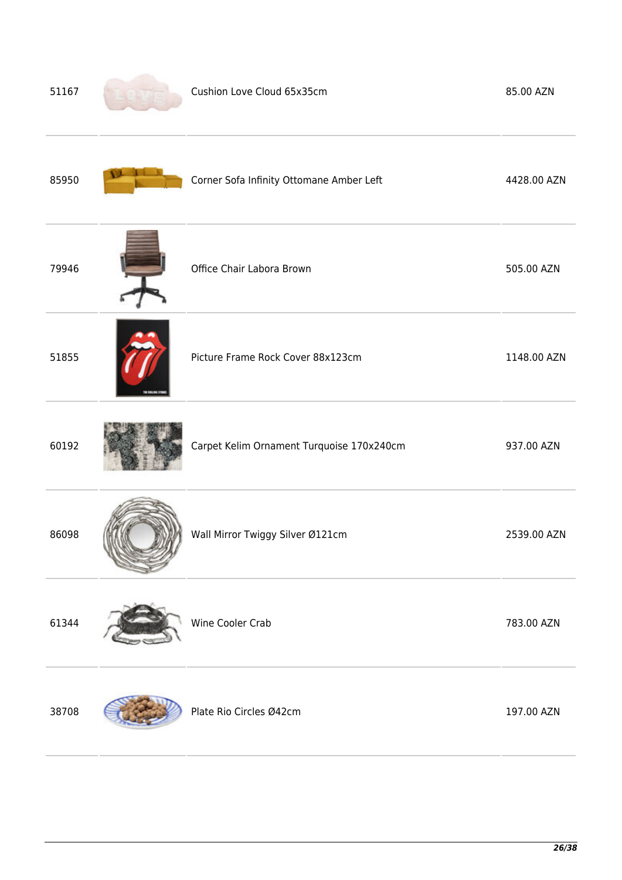| | | | |
|---|---|---|---|
| 51167 | | Cushion Love Cloud 65x35cm | 85.00 AZN |
| 85950 | | Corner Sofa Infinity Ottomane Amber Left | 4428.00 AZN |
| 79946 | | Office Chair Labora Brown | 505.00 AZN |
| 51855 | | Picture Frame Rock Cover 88x123cm | 1148.00 AZN |
| 60192 | | Carpet Kelim Ornament Turquoise 170x240cm | 937.00 AZN |
| 86098 | | Wall Mirror Twiggy Silver Ø121cm | 2539.00 AZN |
| 61344 | | Wine Cooler Crab | 783.00 AZN |
| 38708 | | Plate Rio Circles Ø42cm | 197.00 AZN |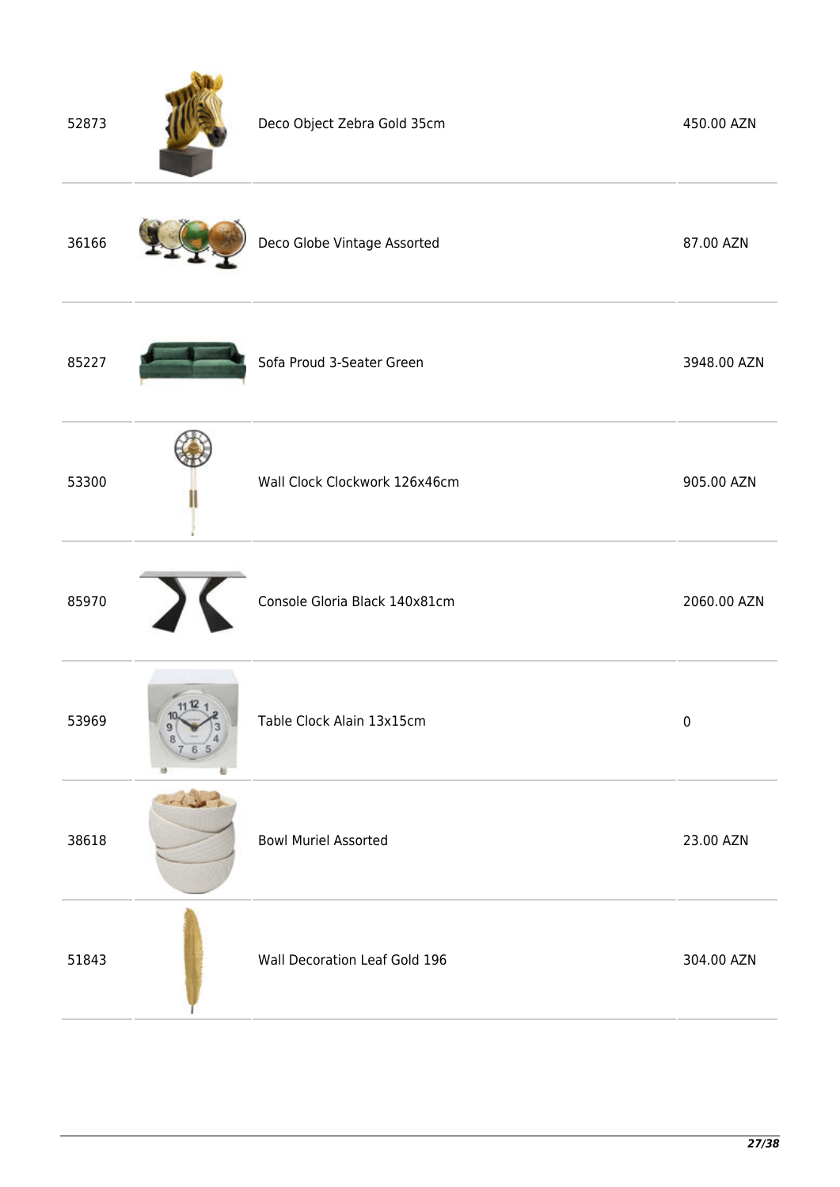| | | | |
|---|---|---|---|
| 52873 | | Deco Object Zebra Gold 35cm | 450.00 AZN |
| 36166 | | Deco Globe Vintage Assorted | 87.00 AZN |
| 85227 | | Sofa Proud 3-Seater Green | 3948.00 AZN |
| 53300 | | Wall Clock Clockwork 126x46cm | 905.00 AZN |
| 85970 | | Console Gloria Black 140x81cm | 2060.00 AZN |
| 53969 | | Table Clock Alain 13x15cm | 0 |
| 38618 | | Bowl Muriel Assorted | 23.00 AZN |
| 51843 | | Wall Decoration Leaf Gold 196 | 304.00 AZN |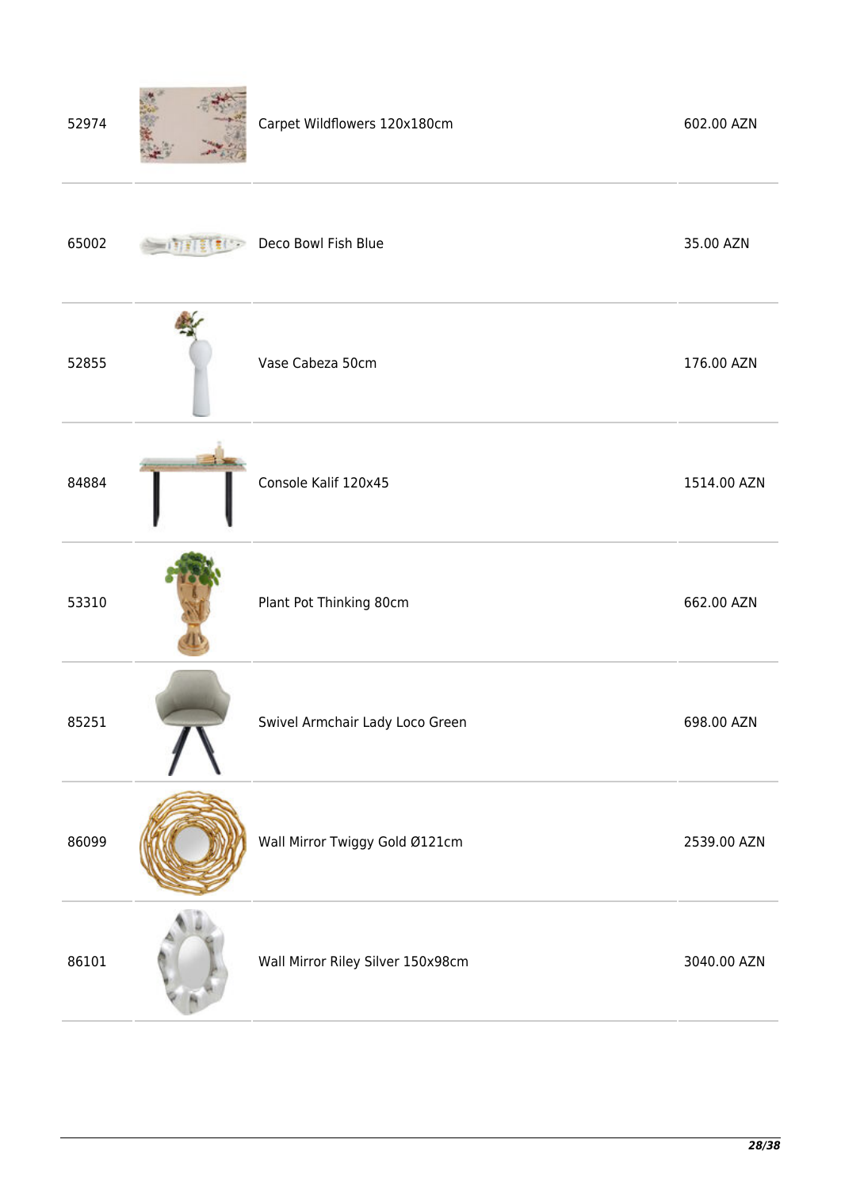| | | | |
|---|---|---|---|
| 52974 | | Carpet Wildflowers 120x180cm | 602.00 AZN |
| 65002 | | Deco Bowl Fish Blue | 35.00 AZN |
| 52855 | | Vase Cabeza 50cm | 176.00 AZN |
| 84884 | | Console Kalif 120x45 | 1514.00 AZN |
| 53310 | | Plant Pot Thinking 80cm | 662.00 AZN |
| 85251 | | Swivel Armchair Lady Loco Green | 698.00 AZN |
| 86099 | | Wall Mirror Twiggy Gold Ø121cm | 2539.00 AZN |
| 86101 | | Wall Mirror Riley Silver 150x98cm | 3040.00 AZN |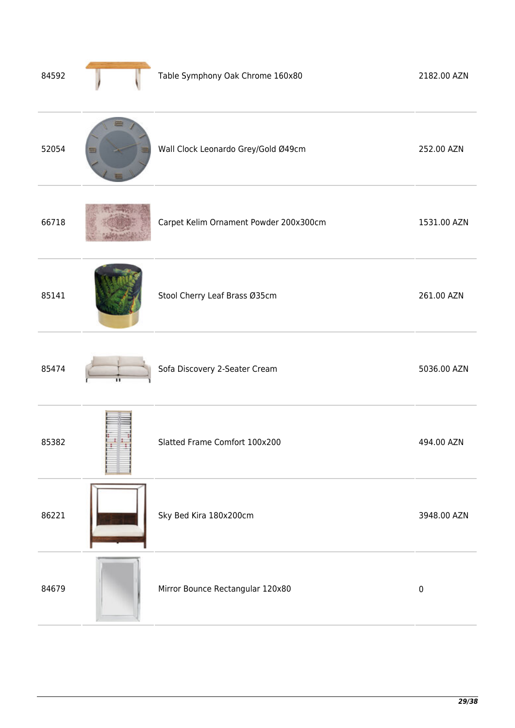| | | | |
|---|---|---|---|
| 84592 | | Table Symphony Oak Chrome 160x80 | 2182.00 AZN |
| 52054 | | Wall Clock Leonardo Grey/Gold Ø49cm | 252.00 AZN |
| 66718 | | Carpet Kelim Ornament Powder 200x300cm | 1531.00 AZN |
| 85141 | | Stool Cherry Leaf Brass Ø35cm | 261.00 AZN |
| 85474 | | Sofa Discovery 2-Seater Cream | 5036.00 AZN |
| 85382 | | Slatted Frame Comfort 100x200 | 494.00 AZN |
| 86221 | | Sky Bed Kira 180x200cm | 3948.00 AZN |
| 84679 | | Mirror Bounce Rectangular 120x80 | 0 |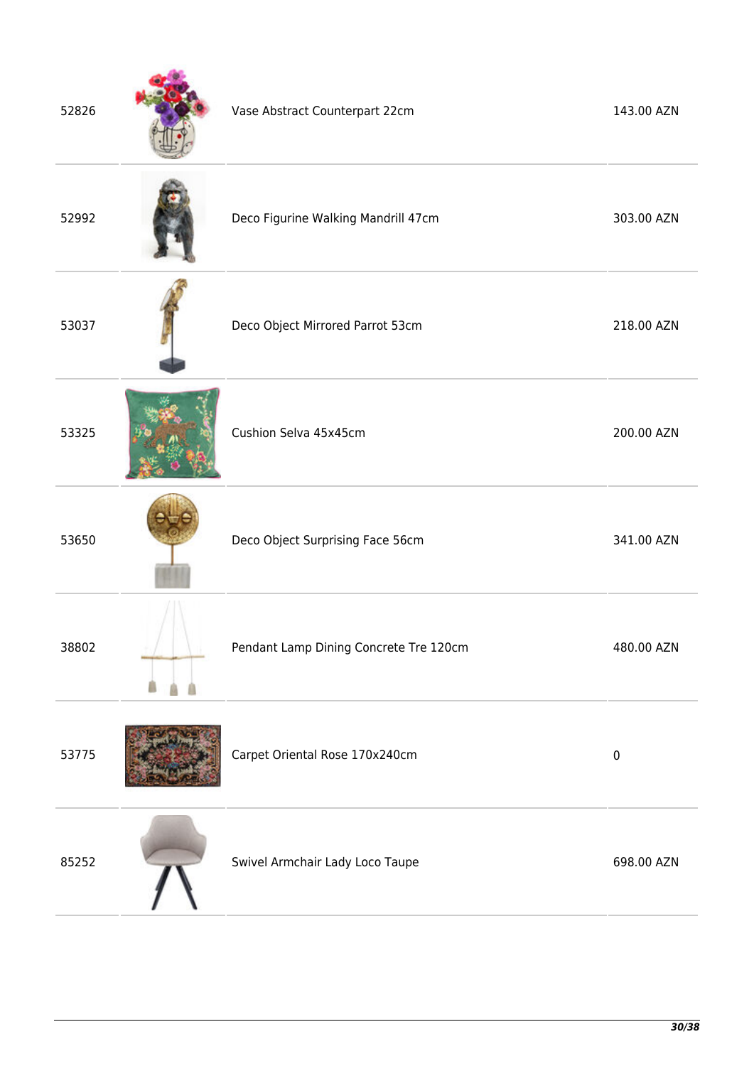| | | | |
|---|---|---|---|
| 52826 | | Vase Abstract Counterpart 22cm | 143.00 AZN |
| 52992 | | Deco Figurine Walking Mandrill 47cm | 303.00 AZN |
| 53037 | | Deco Object Mirrored Parrot 53cm | 218.00 AZN |
| 53325 | | Cushion Selva 45x45cm | 200.00 AZN |
| 53650 | | Deco Object Surprising Face 56cm | 341.00 AZN |
| 38802 | | Pendant Lamp Dining Concrete Tre 120cm | 480.00 AZN |
| 53775 | | Carpet Oriental Rose 170x240cm | 0 |
| 85252 | | Swivel Armchair Lady Loco Taupe | 698.00 AZN |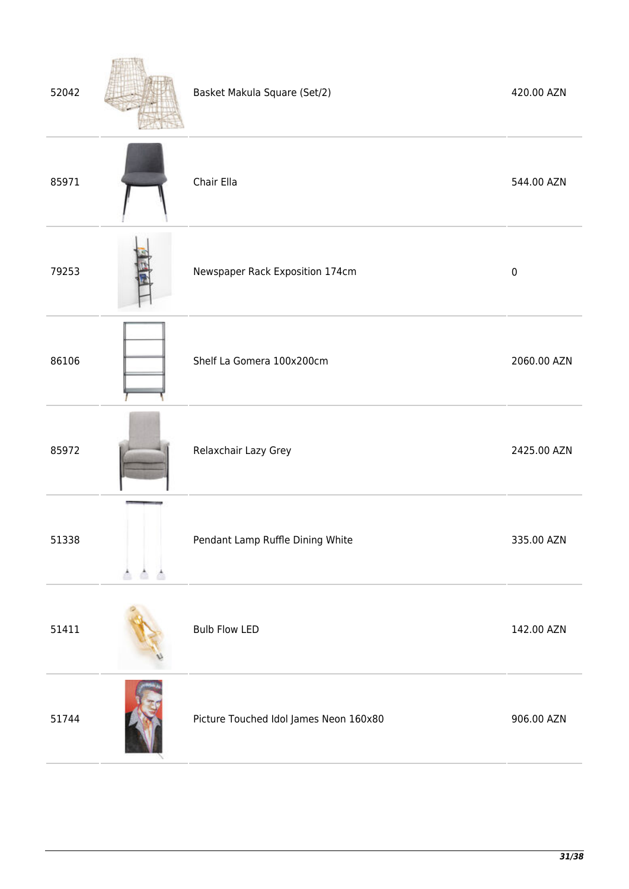| | | | |
|---|---|---|---|
| 52042 | | Basket Makula Square (Set/2) | 420.00 AZN |
| 85971 | | Chair Ella | 544.00 AZN |
| 79253 | | Newspaper Rack Exposition 174cm | 0 |
| 86106 | | Shelf La Gomera 100x200cm | 2060.00 AZN |
| 85972 | | Relaxchair Lazy Grey | 2425.00 AZN |
| 51338 | | Pendant Lamp Ruffle Dining White | 335.00 AZN |
| 51411 | | Bulb Flow LED | 142.00 AZN |
| 51744 | | Picture Touched Idol James Neon 160x80 | 906.00 AZN |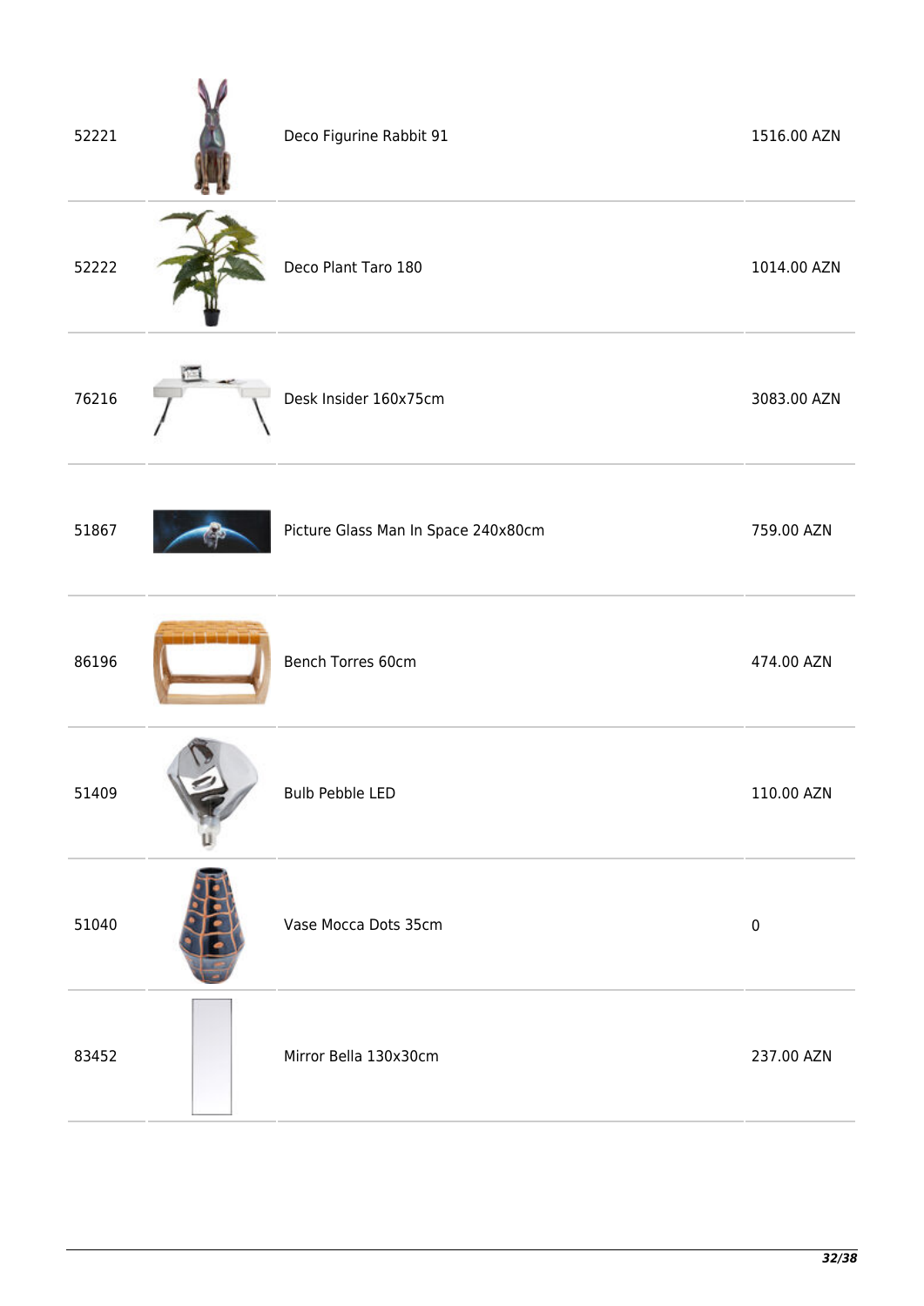| | | | |
|---|---|---|---|
| 52221 | | Deco Figurine Rabbit 91 | 1516.00 AZN |
| 52222 | | Deco Plant Taro 180 | 1014.00 AZN |
| 76216 | | Desk Insider 160x75cm | 3083.00 AZN |
| 51867 | | Picture Glass Man In Space 240x80cm | 759.00 AZN |
| 86196 | | Bench Torres 60cm | 474.00 AZN |
| 51409 | | Bulb Pebble LED | 110.00 AZN |
| 51040 | | Vase Mocca Dots 35cm | 0 |
| 83452 | | Mirror Bella 130x30cm | 237.00 AZN |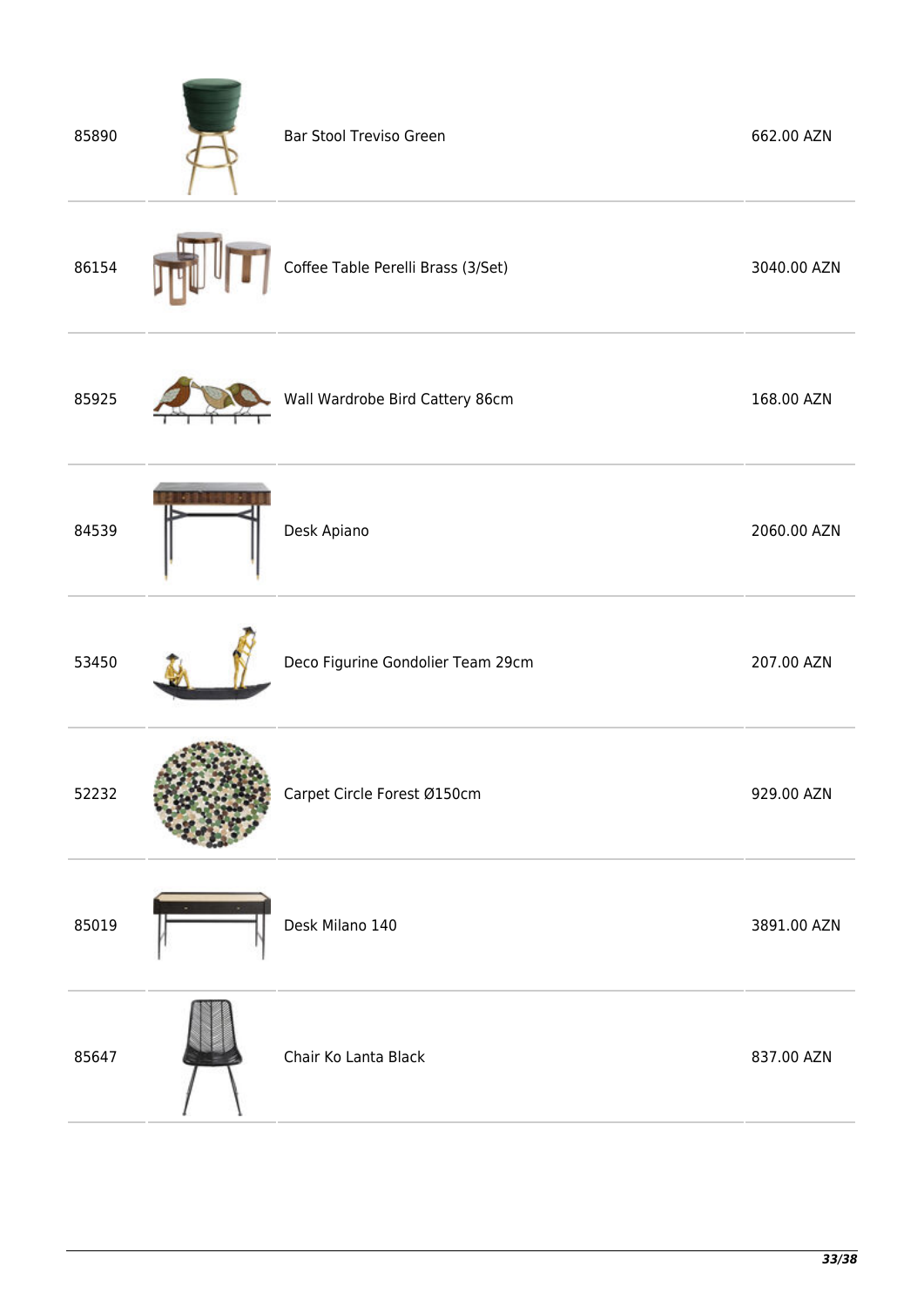| | | | |
|---|---|---|---|
| 85890 | | Bar Stool Treviso Green | 662.00 AZN |
| 86154 | | Coffee Table Perelli Brass (3/Set) | 3040.00 AZN |
| 85925 | | Wall Wardrobe Bird Cattery 86cm | 168.00 AZN |
| 84539 | | Desk Apiano | 2060.00 AZN |
| 53450 | | Deco Figurine Gondolier Team 29cm | 207.00 AZN |
| 52232 | | Carpet Circle Forest Ø150cm | 929.00 AZN |
| 85019 | | Desk Milano 140 | 3891.00 AZN |
| 85647 | | Chair Ko Lanta Black | 837.00 AZN |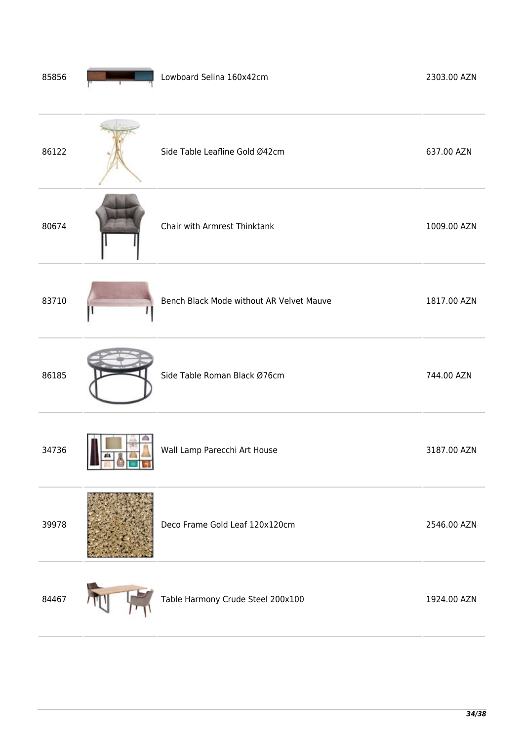| | | | |
|---|---|---|---|
| 85856 | | Lowboard Selina 160x42cm | 2303.00 AZN |
| 86122 | | Side Table Leafline Gold Ø42cm | 637.00 AZN |
| 80674 | | Chair with Armrest Thinktank | 1009.00 AZN |
| 83710 | | Bench Black Mode without AR Velvet Mauve | 1817.00 AZN |
| 86185 | | Side Table Roman Black Ø76cm | 744.00 AZN |
| 34736 | | Wall Lamp Parecchi Art House | 3187.00 AZN |
| 39978 | | Deco Frame Gold Leaf 120x120cm | 2546.00 AZN |
| 84467 | | Table Harmony Crude Steel 200x100 | 1924.00 AZN |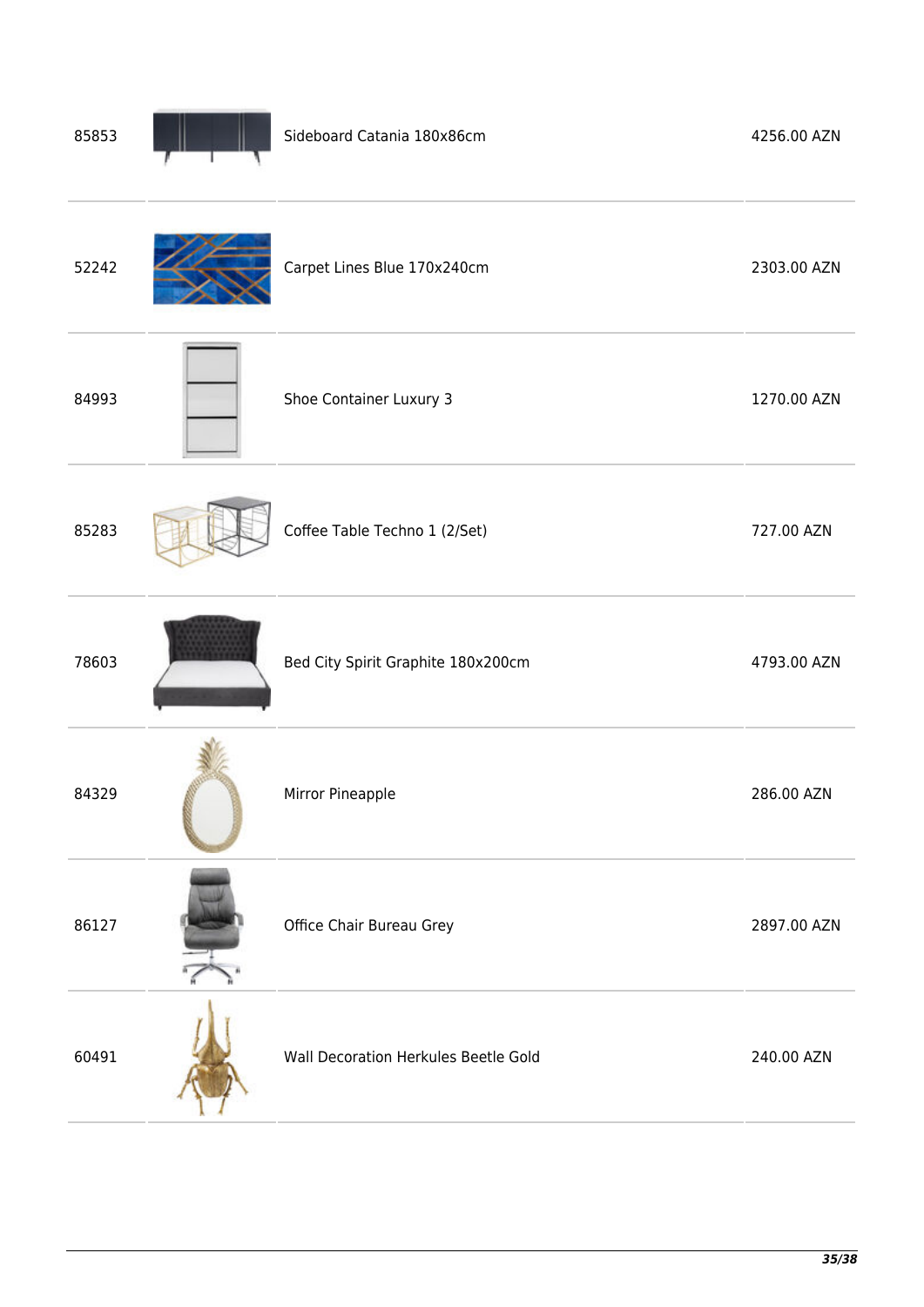| | | | |
|---|---|---|---|
| 85853 | | Sideboard Catania 180x86cm | 4256.00 AZN |
| 52242 | | Carpet Lines Blue 170x240cm | 2303.00 AZN |
| 84993 | | Shoe Container Luxury 3 | 1270.00 AZN |
| 85283 | | Coffee Table Techno 1 (2/Set) | 727.00 AZN |
| 78603 | | Bed City Spirit Graphite 180x200cm | 4793.00 AZN |
| 84329 | | Mirror Pineapple | 286.00 AZN |
| 86127 | | Office Chair Bureau Grey | 2897.00 AZN |
| 60491 | | Wall Decoration Herkules Beetle Gold | 240.00 AZN |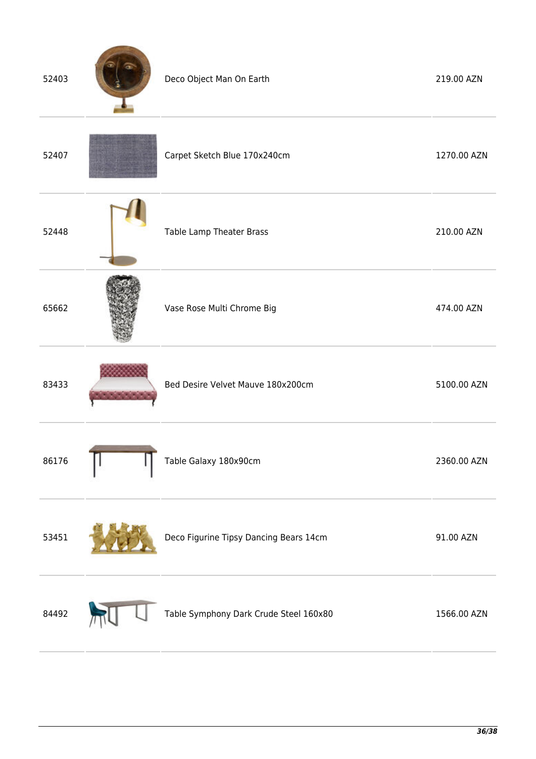| | | | |
|---|---|---|---|
| 52403 | | Deco Object Man On Earth | 219.00 AZN |
| 52407 | | Carpet Sketch Blue 170x240cm | 1270.00 AZN |
| 52448 | | Table Lamp Theater Brass | 210.00 AZN |
| 65662 | | Vase Rose Multi Chrome Big | 474.00 AZN |
| 83433 | | Bed Desire Velvet Mauve 180x200cm | 5100.00 AZN |
| 86176 | | Table Galaxy 180x90cm | 2360.00 AZN |
| 53451 | | Deco Figurine Tipsy Dancing Bears 14cm | 91.00 AZN |
| 84492 | | Table Symphony Dark Crude Steel 160x80 | 1566.00 AZN |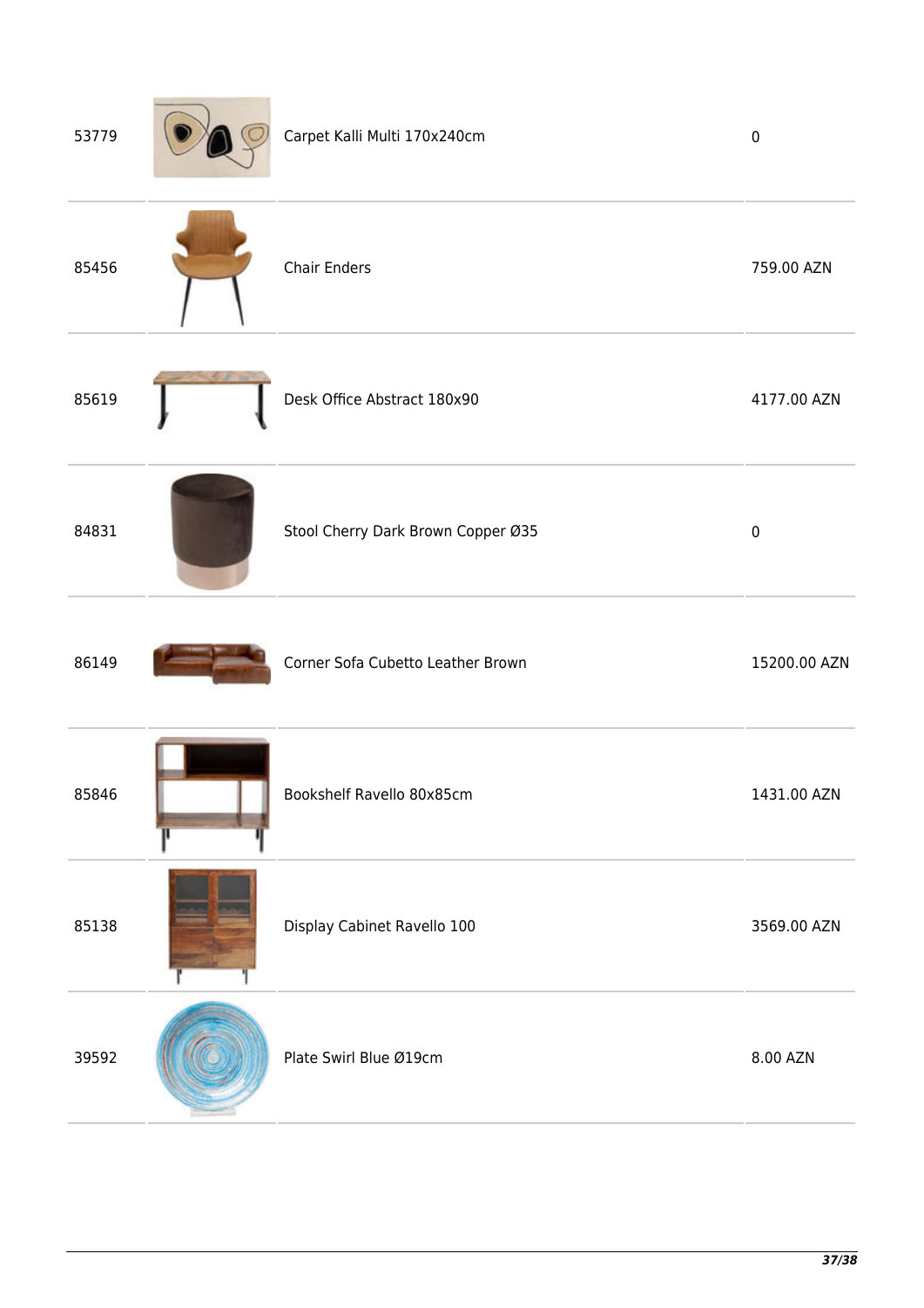| | | | |
|---|---|---|---|
| 53779 | | Carpet Kalli Multi 170x240cm | 0 |
| 85456 | | Chair Enders | 759.00 AZN |
| 85619 | | Desk Office Abstract 180x90 | 4177.00 AZN |
| 84831 | | Stool Cherry Dark Brown Copper Ø35 | 0 |
| 86149 | | Corner Sofa Cubetto Leather Brown | 15200.00 AZN |
| 85846 | | Bookshelf Ravello 80x85cm | 1431.00 AZN |
| 85138 | | Display Cabinet Ravello 100 | 3569.00 AZN |
| 39592 | | Plate Swirl Blue Ø19cm | 8.00 AZN |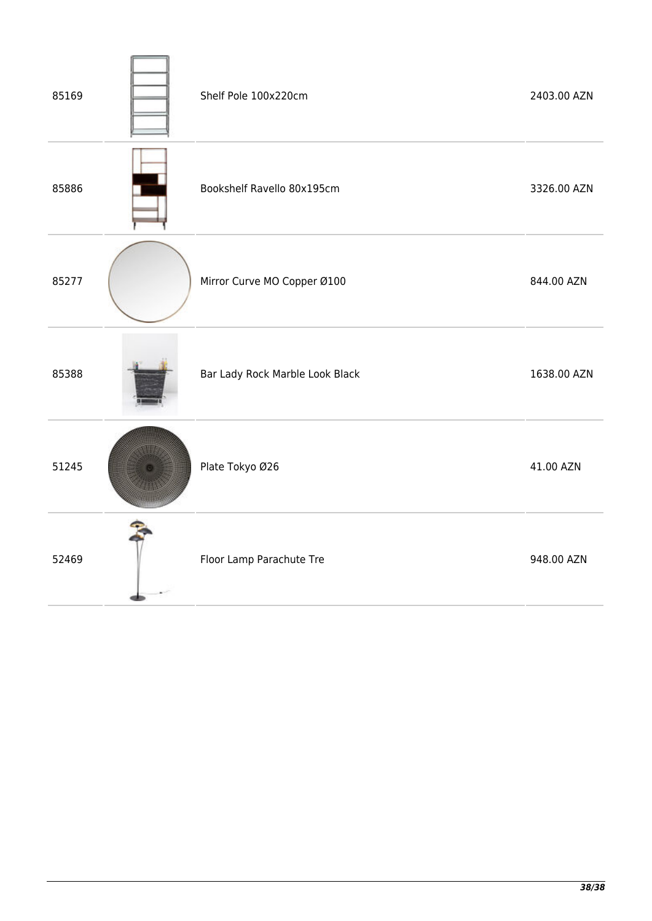| | | | |
|---|---|---|---|
| 85169 | | Shelf Pole 100x220cm | 2403.00 AZN |
| 85886 | | Bookshelf Ravello 80x195cm | 3326.00 AZN |
| 85277 | | Mirror Curve MO Copper Ø100 | 844.00 AZN |
| 85388 | | Bar Lady Rock Marble Look Black | 1638.00 AZN |
| 51245 | | Plate Tokyo Ø26 | 41.00 AZN |
| 52469 | | Floor Lamp Parachute Tre | 948.00 AZN |